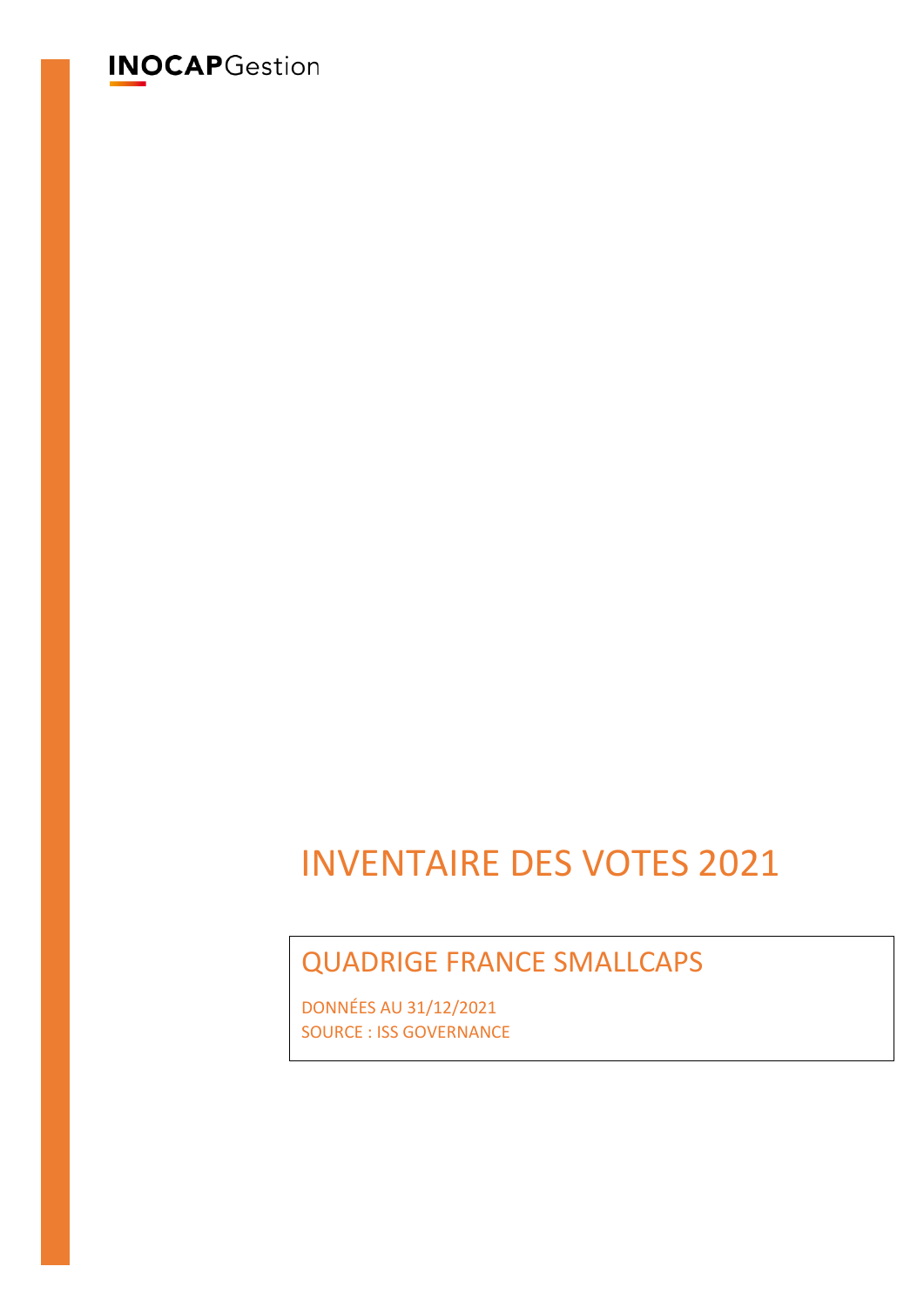**INOCAP**Gestion

# INVENTAIRE DES VOTES 2021

## QUADRIGE FRANCE SMALLCAPS

DONNÉES AU 31/12/2021
SOURCE : ISS GOVERNANCE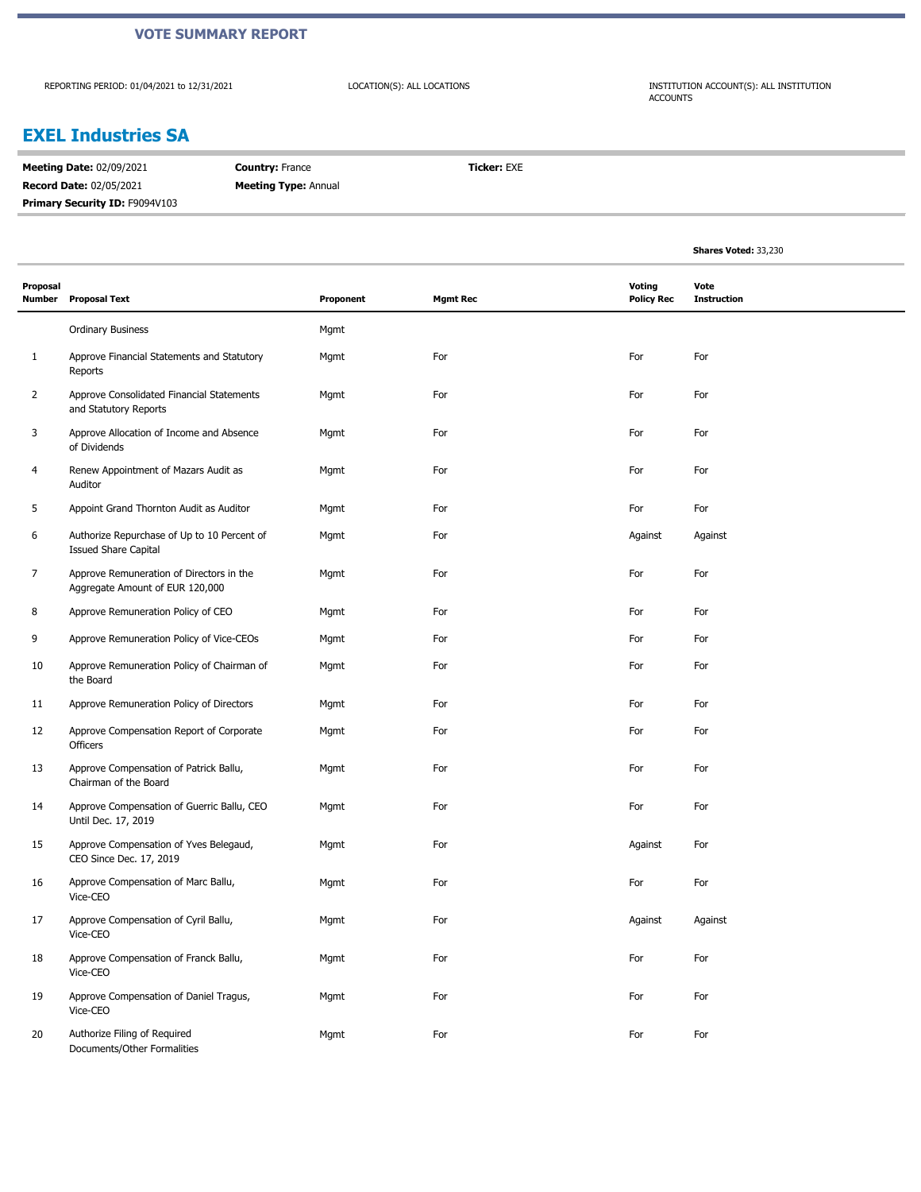**VOTE SUMMARY REPORT**

REPORTING PERIOD: 01/04/2021 to 12/31/2021

LOCATION(S): ALL LOCATIONS

INSTITUTION ACCOUNT(S): ALL INSTITUTION ACCOUNTS

## EXEL Industries SA

**Meeting Date:** 02/09/2021 **Country:** France **Ticker:** EXE

**Record Date:** 02/05/2021 **Meeting Type:** Annual

**Primary Security ID:** F9094V103

**Shares Voted:** 33,230

| Proposal Number | Proposal Text | Proponent | Mgmt Rec | Voting Policy Rec | Vote Instruction |
|---|---|---|---|---|---|
| | Ordinary Business | Mgmt | | | |
| 1 | Approve Financial Statements and Statutory Reports | Mgmt | For | For | For |
| 2 | Approve Consolidated Financial Statements and Statutory Reports | Mgmt | For | For | For |
| 3 | Approve Allocation of Income and Absence of Dividends | Mgmt | For | For | For |
| 4 | Renew Appointment of Mazars Audit as Auditor | Mgmt | For | For | For |
| 5 | Appoint Grand Thornton Audit as Auditor | Mgmt | For | For | For |
| 6 | Authorize Repurchase of Up to 10 Percent of Issued Share Capital | Mgmt | For | Against | Against |
| 7 | Approve Remuneration of Directors in the Aggregate Amount of EUR 120,000 | Mgmt | For | For | For |
| 8 | Approve Remuneration Policy of CEO | Mgmt | For | For | For |
| 9 | Approve Remuneration Policy of Vice-CEOs | Mgmt | For | For | For |
| 10 | Approve Remuneration Policy of Chairman of the Board | Mgmt | For | For | For |
| 11 | Approve Remuneration Policy of Directors | Mgmt | For | For | For |
| 12 | Approve Compensation Report of Corporate Officers | Mgmt | For | For | For |
| 13 | Approve Compensation of Patrick Ballu, Chairman of the Board | Mgmt | For | For | For |
| 14 | Approve Compensation of Guerric Ballu, CEO Until Dec. 17, 2019 | Mgmt | For | For | For |
| 15 | Approve Compensation of Yves Belegaud, CEO Since Dec. 17, 2019 | Mgmt | For | Against | For |
| 16 | Approve Compensation of Marc Ballu, Vice-CEO | Mgmt | For | For | For |
| 17 | Approve Compensation of Cyril Ballu, Vice-CEO | Mgmt | For | Against | Against |
| 18 | Approve Compensation of Franck Ballu, Vice-CEO | Mgmt | For | For | For |
| 19 | Approve Compensation of Daniel Tragus, Vice-CEO | Mgmt | For | For | For |
| 20 | Authorize Filing of Required Documents/Other Formalities | Mgmt | For | For | For |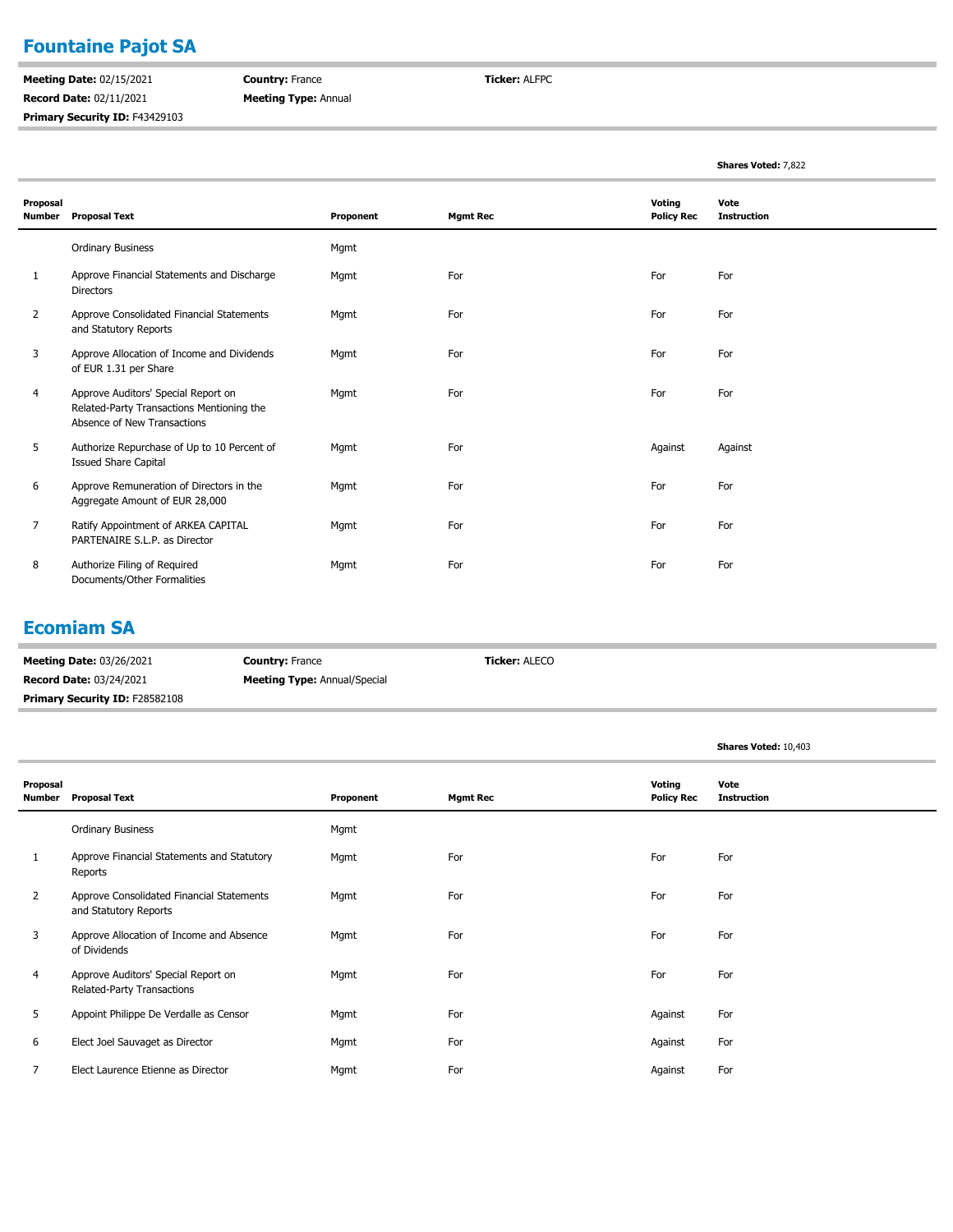## Fountaine Pajot SA

**Meeting Date:** 02/15/2021
**Record Date:** 02/11/2021
**Primary Security ID:** F43429103
**Country:** France
**Meeting Type:** Annual
**Ticker:** ALFPC

**Shares Voted:** 7,822

| Proposal Number | Proposal Text | Proponent | Mgmt Rec | Voting Policy Rec | Vote Instruction |
|---|---|---|---|---|---|
| | Ordinary Business | Mgmt | | | |
| 1 | Approve Financial Statements and Discharge Directors | Mgmt | For | For | For |
| 2 | Approve Consolidated Financial Statements and Statutory Reports | Mgmt | For | For | For |
| 3 | Approve Allocation of Income and Dividends of EUR 1.31 per Share | Mgmt | For | For | For |
| 4 | Approve Auditors' Special Report on Related-Party Transactions Mentioning the Absence of New Transactions | Mgmt | For | For | For |
| 5 | Authorize Repurchase of Up to 10 Percent of Issued Share Capital | Mgmt | For | Against | Against |
| 6 | Approve Remuneration of Directors in the Aggregate Amount of EUR 28,000 | Mgmt | For | For | For |
| 7 | Ratify Appointment of ARKEA CAPITAL PARTENAIRE S.L.P. as Director | Mgmt | For | For | For |
| 8 | Authorize Filing of Required Documents/Other Formalities | Mgmt | For | For | For |

## Ecomiam SA

**Meeting Date:** 03/26/2021
**Record Date:** 03/24/2021
**Primary Security ID:** F28582108
**Country:** France
**Meeting Type:** Annual/Special
**Ticker:** ALECO

**Shares Voted:** 10,403

| Proposal Number | Proposal Text | Proponent | Mgmt Rec | Voting Policy Rec | Vote Instruction |
|---|---|---|---|---|---|
| | Ordinary Business | Mgmt | | | |
| 1 | Approve Financial Statements and Statutory Reports | Mgmt | For | For | For |
| 2 | Approve Consolidated Financial Statements and Statutory Reports | Mgmt | For | For | For |
| 3 | Approve Allocation of Income and Absence of Dividends | Mgmt | For | For | For |
| 4 | Approve Auditors' Special Report on Related-Party Transactions | Mgmt | For | For | For |
| 5 | Appoint Philippe De Verdalle as Censor | Mgmt | For | Against | For |
| 6 | Elect Joel Sauvaget as Director | Mgmt | For | Against | For |
| 7 | Elect Laurence Etienne as Director | Mgmt | For | Against | For |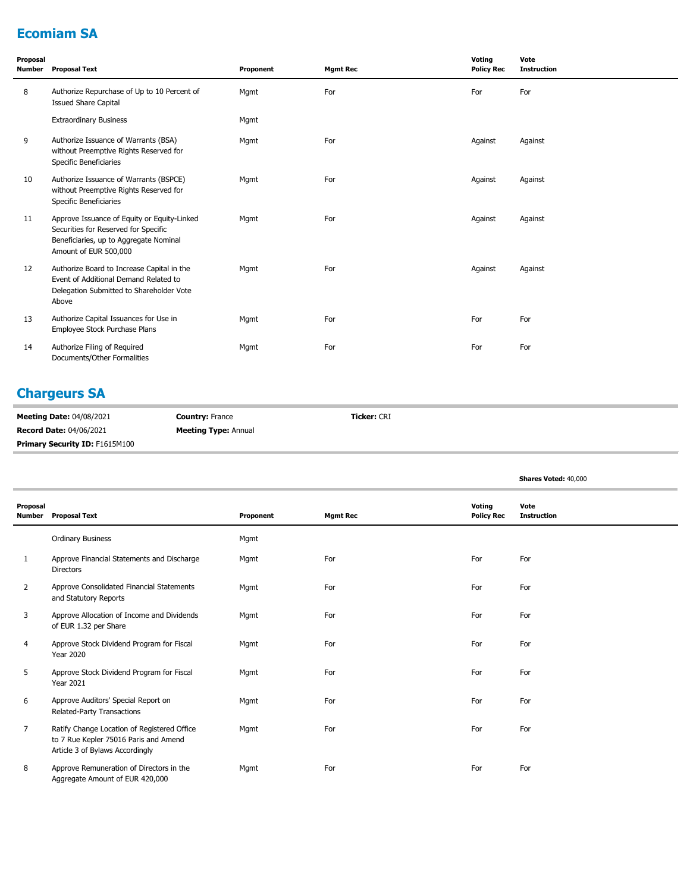## Ecomiam SA

| Proposal Number | Proposal Text | Proponent | Mgmt Rec | Voting Policy Rec | Vote Instruction |
|---|---|---|---|---|---|
| 8 | Authorize Repurchase of Up to 10 Percent of Issued Share Capital | Mgmt | For | For | For |
| | Extraordinary Business | Mgmt | | | |
| 9 | Authorize Issuance of Warrants (BSA) without Preemptive Rights Reserved for Specific Beneficiaries | Mgmt | For | Against | Against |
| 10 | Authorize Issuance of Warrants (BSPCE) without Preemptive Rights Reserved for Specific Beneficiaries | Mgmt | For | Against | Against |
| 11 | Approve Issuance of Equity or Equity-Linked Securities for Reserved for Specific Beneficiaries, up to Aggregate Nominal Amount of EUR 500,000 | Mgmt | For | Against | Against |
| 12 | Authorize Board to Increase Capital in the Event of Additional Demand Related to Delegation Submitted to Shareholder Vote Above | Mgmt | For | Against | Against |
| 13 | Authorize Capital Issuances for Use in Employee Stock Purchase Plans | Mgmt | For | For | For |
| 14 | Authorize Filing of Required Documents/Other Formalities | Mgmt | For | For | For |

## Chargeurs SA

**Meeting Date:** 04/08/2021 **Country:** France **Ticker:** CRI

**Record Date:** 04/06/2021 **Meeting Type:** Annual

**Primary Security ID:** F1615M100

**Shares Voted:** 40,000

| Proposal Number | Proposal Text | Proponent | Mgmt Rec | Voting Policy Rec | Vote Instruction |
|---|---|---|---|---|---|
| | Ordinary Business | Mgmt | | | |
| 1 | Approve Financial Statements and Discharge Directors | Mgmt | For | For | For |
| 2 | Approve Consolidated Financial Statements and Statutory Reports | Mgmt | For | For | For |
| 3 | Approve Allocation of Income and Dividends of EUR 1.32 per Share | Mgmt | For | For | For |
| 4 | Approve Stock Dividend Program for Fiscal Year 2020 | Mgmt | For | For | For |
| 5 | Approve Stock Dividend Program for Fiscal Year 2021 | Mgmt | For | For | For |
| 6 | Approve Auditors' Special Report on Related-Party Transactions | Mgmt | For | For | For |
| 7 | Ratify Change Location of Registered Office to 7 Rue Kepler 75016 Paris and Amend Article 3 of Bylaws Accordingly | Mgmt | For | For | For |
| 8 | Approve Remuneration of Directors in the Aggregate Amount of EUR 420,000 | Mgmt | For | For | For |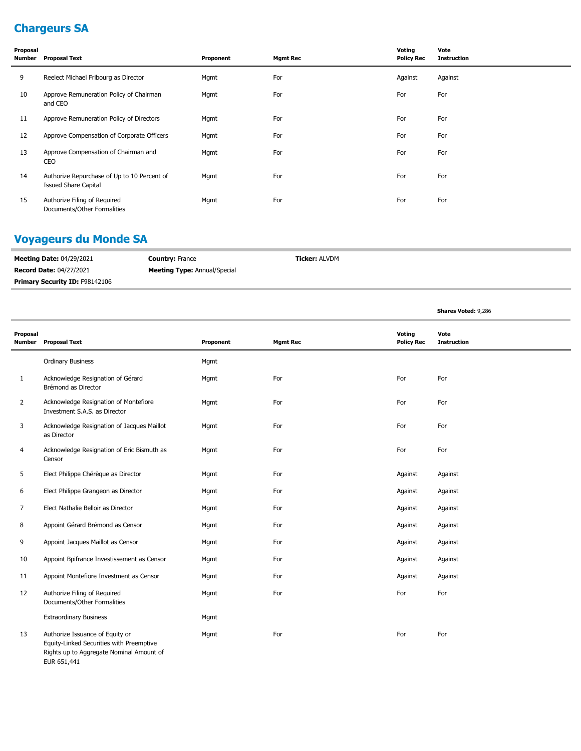## Chargeurs SA

| Proposal Number | Proposal Text | Proponent | Mgmt Rec | Voting Policy Rec | Vote Instruction |
|---|---|---|---|---|---|
| 9 | Reelect Michael Fribourg as Director | Mgmt | For | Against | Against |
| 10 | Approve Remuneration Policy of Chairman and CEO | Mgmt | For | For | For |
| 11 | Approve Remuneration Policy of Directors | Mgmt | For | For | For |
| 12 | Approve Compensation of Corporate Officers | Mgmt | For | For | For |
| 13 | Approve Compensation of Chairman and CEO | Mgmt | For | For | For |
| 14 | Authorize Repurchase of Up to 10 Percent of Issued Share Capital | Mgmt | For | For | For |
| 15 | Authorize Filing of Required Documents/Other Formalities | Mgmt | For | For | For |

## Voyageurs du Monde SA

**Meeting Date:** 04/29/2021 **Country:** France **Ticker:** ALVDM

**Record Date:** 04/27/2021 **Meeting Type:** Annual/Special

**Primary Security ID:** F98142106

**Shares Voted:** 9,286

| Proposal Number | Proposal Text | Proponent | Mgmt Rec | Voting Policy Rec | Vote Instruction |
|---|---|---|---|---|---|
| | Ordinary Business | Mgmt | | | |
| 1 | Acknowledge Resignation of Gérard Brémond as Director | Mgmt | For | For | For |
| 2 | Acknowledge Resignation of Montefiore Investment S.A.S. as Director | Mgmt | For | For | For |
| 3 | Acknowledge Resignation of Jacques Maillot as Director | Mgmt | For | For | For |
| 4 | Acknowledge Resignation of Eric Bismuth as Censor | Mgmt | For | For | For |
| 5 | Elect Philippe Chérèque as Director | Mgmt | For | Against | Against |
| 6 | Elect Philippe Grangeon as Director | Mgmt | For | Against | Against |
| 7 | Elect Nathalie Belloir as Director | Mgmt | For | Against | Against |
| 8 | Appoint Gérard Brémond as Censor | Mgmt | For | Against | Against |
| 9 | Appoint Jacques Maillot as Censor | Mgmt | For | Against | Against |
| 10 | Appoint Bpifrance Investissement as Censor | Mgmt | For | Against | Against |
| 11 | Appoint Montefiore Investment as Censor | Mgmt | For | Against | Against |
| 12 | Authorize Filing of Required Documents/Other Formalities | Mgmt | For | For | For |
| | Extraordinary Business | Mgmt | | | |
| 13 | Authorize Issuance of Equity or Equity-Linked Securities with Preemptive Rights up to Aggregate Nominal Amount of EUR 651,441 | Mgmt | For | For | For |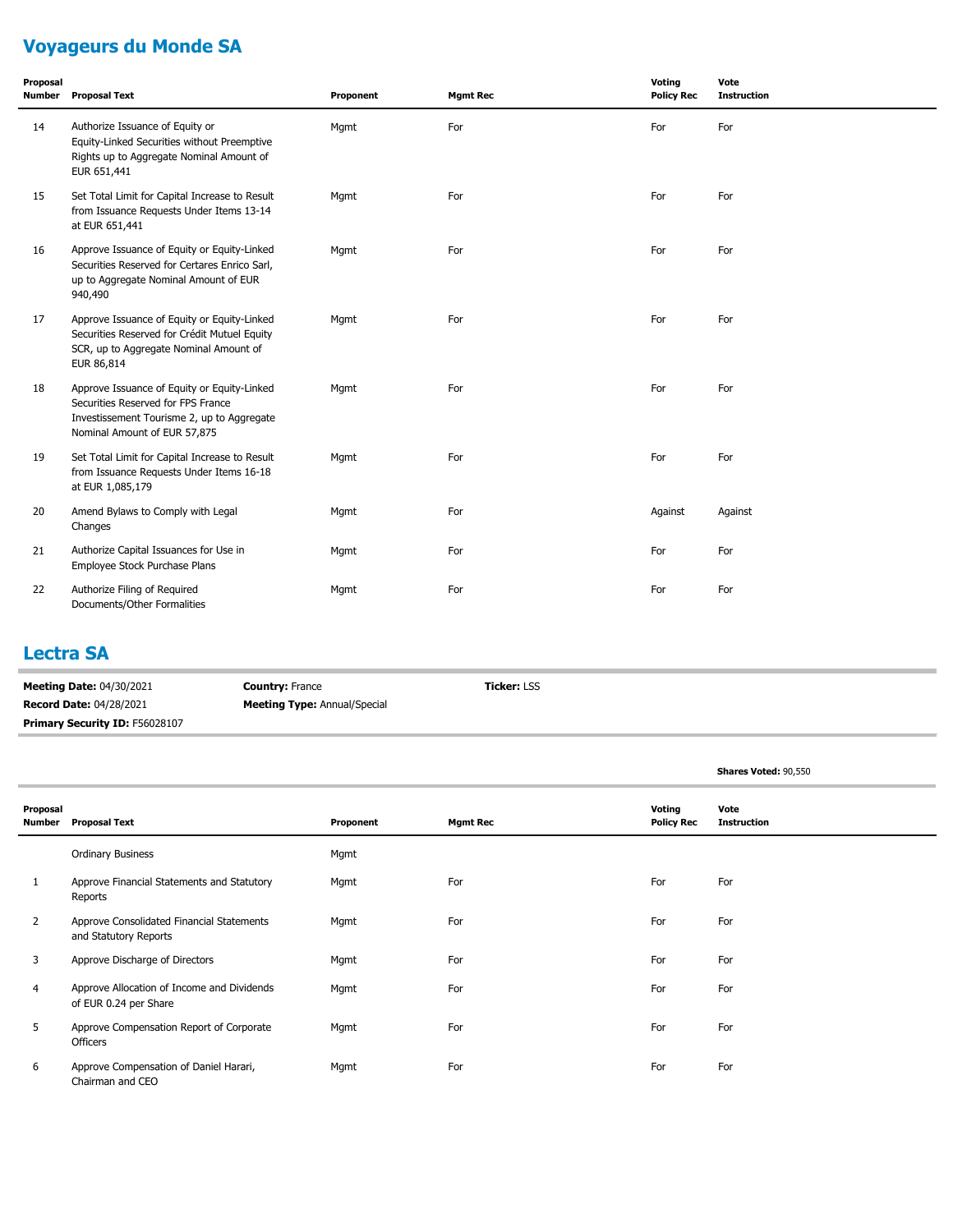## Voyageurs du Monde SA

| Proposal Number | Proposal Text | Proponent | Mgmt Rec | Voting Policy Rec | Vote Instruction |
|---|---|---|---|---|---|
| 14 | Authorize Issuance of Equity or Equity-Linked Securities without Preemptive Rights up to Aggregate Nominal Amount of EUR 651,441 | Mgmt | For | For | For |
| 15 | Set Total Limit for Capital Increase to Result from Issuance Requests Under Items 13-14 at EUR 651,441 | Mgmt | For | For | For |
| 16 | Approve Issuance of Equity or Equity-Linked Securities Reserved for Certares Enrico Sarl, up to Aggregate Nominal Amount of EUR 940,490 | Mgmt | For | For | For |
| 17 | Approve Issuance of Equity or Equity-Linked Securities Reserved for Crédit Mutuel Equity SCR, up to Aggregate Nominal Amount of EUR 86,814 | Mgmt | For | For | For |
| 18 | Approve Issuance of Equity or Equity-Linked Securities Reserved for FPS France Investissement Tourisme 2, up to Aggregate Nominal Amount of EUR 57,875 | Mgmt | For | For | For |
| 19 | Set Total Limit for Capital Increase to Result from Issuance Requests Under Items 16-18 at EUR 1,085,179 | Mgmt | For | For | For |
| 20 | Amend Bylaws to Comply with Legal Changes | Mgmt | For | Against | Against |
| 21 | Authorize Capital Issuances for Use in Employee Stock Purchase Plans | Mgmt | For | For | For |
| 22 | Authorize Filing of Required Documents/Other Formalities | Mgmt | For | For | For |

## Lectra SA

**Meeting Date:** 04/30/2021 **Country:** France **Ticker:** LSS

**Record Date:** 04/28/2021 **Meeting Type:** Annual/Special

**Primary Security ID:** F56028107

**Shares Voted:** 90,550

| Proposal Number | Proposal Text | Proponent | Mgmt Rec | Voting Policy Rec | Vote Instruction |
|---|---|---|---|---|---|
| | Ordinary Business | Mgmt | | | |
| 1 | Approve Financial Statements and Statutory Reports | Mgmt | For | For | For |
| 2 | Approve Consolidated Financial Statements and Statutory Reports | Mgmt | For | For | For |
| 3 | Approve Discharge of Directors | Mgmt | For | For | For |
| 4 | Approve Allocation of Income and Dividends of EUR 0.24 per Share | Mgmt | For | For | For |
| 5 | Approve Compensation Report of Corporate Officers | Mgmt | For | For | For |
| 6 | Approve Compensation of Daniel Harari, Chairman and CEO | Mgmt | For | For | For |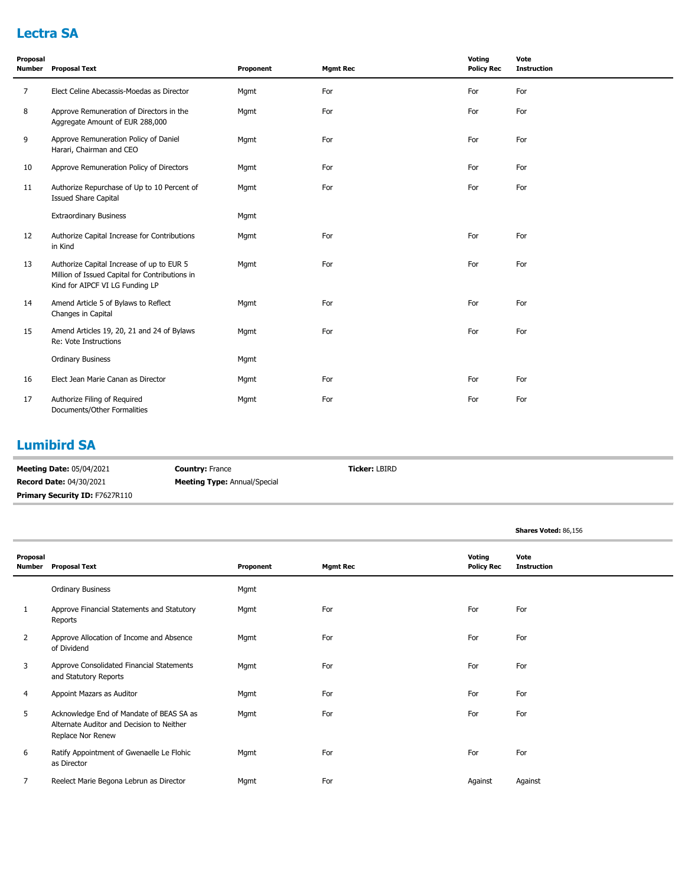## Lectra SA

| Proposal Number | Proposal Text | Proponent | Mgmt Rec | Voting Policy Rec | Vote Instruction |
|---|---|---|---|---|---|
| 7 | Elect Celine Abecassis-Moedas as Director | Mgmt | For | For | For |
| 8 | Approve Remuneration of Directors in the Aggregate Amount of EUR 288,000 | Mgmt | For | For | For |
| 9 | Approve Remuneration Policy of Daniel Harari, Chairman and CEO | Mgmt | For | For | For |
| 10 | Approve Remuneration Policy of Directors | Mgmt | For | For | For |
| 11 | Authorize Repurchase of Up to 10 Percent of Issued Share Capital | Mgmt | For | For | For |
| | Extraordinary Business | Mgmt | | | |
| 12 | Authorize Capital Increase for Contributions in Kind | Mgmt | For | For | For |
| 13 | Authorize Capital Increase of up to EUR 5 Million of Issued Capital for Contributions in Kind for AIPCF VI LG Funding LP | Mgmt | For | For | For |
| 14 | Amend Article 5 of Bylaws to Reflect Changes in Capital | Mgmt | For | For | For |
| 15 | Amend Articles 19, 20, 21 and 24 of Bylaws Re: Vote Instructions | Mgmt | For | For | For |
| | Ordinary Business | Mgmt | | | |
| 16 | Elect Jean Marie Canan as Director | Mgmt | For | For | For |
| 17 | Authorize Filing of Required Documents/Other Formalities | Mgmt | For | For | For |

## Lumibird SA

**Meeting Date:** 05/04/2021 | **Country:** France | **Ticker:** LBIRD
**Record Date:** 04/30/2021 | **Meeting Type:** Annual/Special
**Primary Security ID:** F7627R110

**Shares Voted:** 86,156

| Proposal Number | Proposal Text | Proponent | Mgmt Rec | Voting Policy Rec | Vote Instruction |
|---|---|---|---|---|---|
| | Ordinary Business | Mgmt | | | |
| 1 | Approve Financial Statements and Statutory Reports | Mgmt | For | For | For |
| 2 | Approve Allocation of Income and Absence of Dividend | Mgmt | For | For | For |
| 3 | Approve Consolidated Financial Statements and Statutory Reports | Mgmt | For | For | For |
| 4 | Appoint Mazars as Auditor | Mgmt | For | For | For |
| 5 | Acknowledge End of Mandate of BEAS SA as Alternate Auditor and Decision to Neither Replace Nor Renew | Mgmt | For | For | For |
| 6 | Ratify Appointment of Gwenaelle Le Flohic as Director | Mgmt | For | For | For |
| 7 | Reelect Marie Begona Lebrun as Director | Mgmt | For | Against | Against |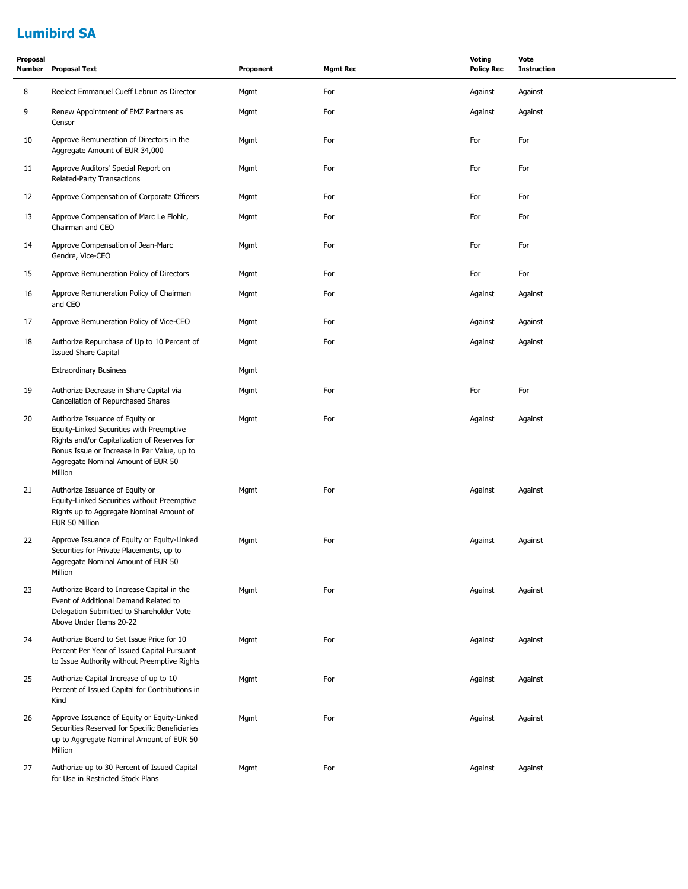## Lumibird SA

| Proposal Number | Proposal Text | Proponent | Mgmt Rec | Voting Policy Rec | Vote Instruction |
|---|---|---|---|---|---|
| 8 | Reelect Emmanuel Cueff Lebrun as Director | Mgmt | For | Against | Against |
| 9 | Renew Appointment of EMZ Partners as Censor | Mgmt | For | Against | Against |
| 10 | Approve Remuneration of Directors in the Aggregate Amount of EUR 34,000 | Mgmt | For | For | For |
| 11 | Approve Auditors' Special Report on Related-Party Transactions | Mgmt | For | For | For |
| 12 | Approve Compensation of Corporate Officers | Mgmt | For | For | For |
| 13 | Approve Compensation of Marc Le Flohic, Chairman and CEO | Mgmt | For | For | For |
| 14 | Approve Compensation of Jean-Marc Gendre, Vice-CEO | Mgmt | For | For | For |
| 15 | Approve Remuneration Policy of Directors | Mgmt | For | For | For |
| 16 | Approve Remuneration Policy of Chairman and CEO | Mgmt | For | Against | Against |
| 17 | Approve Remuneration Policy of Vice-CEO | Mgmt | For | Against | Against |
| 18 | Authorize Repurchase of Up to 10 Percent of Issued Share Capital | Mgmt | For | Against | Against |
| | Extraordinary Business | Mgmt | | | |
| 19 | Authorize Decrease in Share Capital via Cancellation of Repurchased Shares | Mgmt | For | For | For |
| 20 | Authorize Issuance of Equity or Equity-Linked Securities with Preemptive Rights and/or Capitalization of Reserves for Bonus Issue or Increase in Par Value, up to Aggregate Nominal Amount of EUR 50 Million | Mgmt | For | Against | Against |
| 21 | Authorize Issuance of Equity or Equity-Linked Securities without Preemptive Rights up to Aggregate Nominal Amount of EUR 50 Million | Mgmt | For | Against | Against |
| 22 | Approve Issuance of Equity or Equity-Linked Securities for Private Placements, up to Aggregate Nominal Amount of EUR 50 Million | Mgmt | For | Against | Against |
| 23 | Authorize Board to Increase Capital in the Event of Additional Demand Related to Delegation Submitted to Shareholder Vote Above Under Items 20-22 | Mgmt | For | Against | Against |
| 24 | Authorize Board to Set Issue Price for 10 Percent Per Year of Issued Capital Pursuant to Issue Authority without Preemptive Rights | Mgmt | For | Against | Against |
| 25 | Authorize Capital Increase of up to 10 Percent of Issued Capital for Contributions in Kind | Mgmt | For | Against | Against |
| 26 | Approve Issuance of Equity or Equity-Linked Securities Reserved for Specific Beneficiaries up to Aggregate Nominal Amount of EUR 50 Million | Mgmt | For | Against | Against |
| 27 | Authorize up to 30 Percent of Issued Capital for Use in Restricted Stock Plans | Mgmt | For | Against | Against |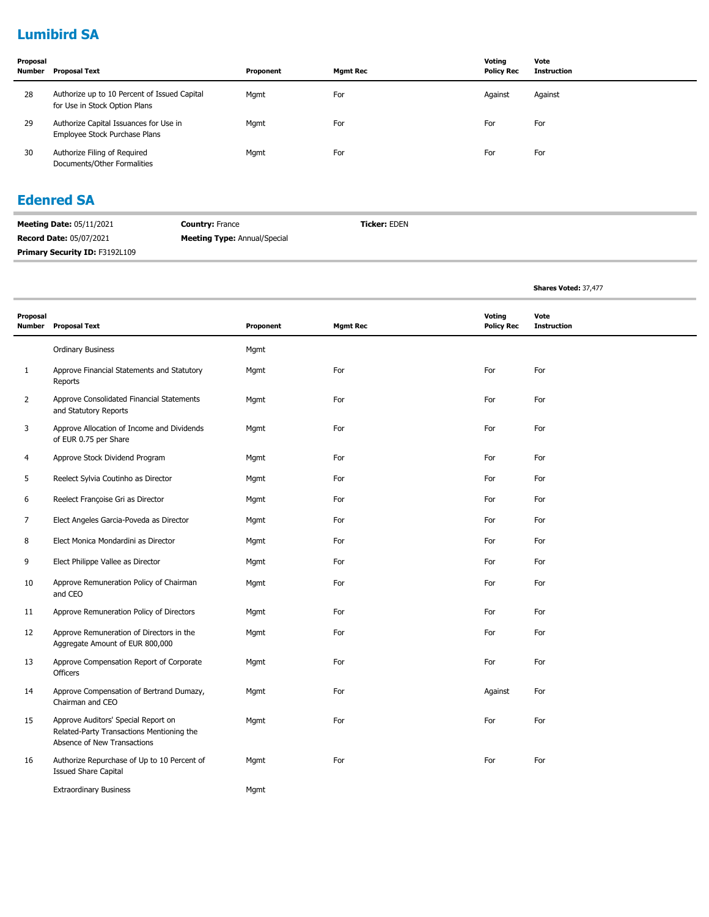## Lumibird SA

| Proposal Number | Proposal Text | Proponent | Mgmt Rec | Voting Policy Rec | Vote Instruction |
|---|---|---|---|---|---|
| 28 | Authorize up to 10 Percent of Issued Capital for Use in Stock Option Plans | Mgmt | For | Against | Against |
| 29 | Authorize Capital Issuances for Use in Employee Stock Purchase Plans | Mgmt | For | For | For |
| 30 | Authorize Filing of Required Documents/Other Formalities | Mgmt | For | For | For |

## Edenred SA

**Meeting Date:** 05/11/2021 **Country:** France **Ticker:** EDEN

**Record Date:** 05/07/2021 **Meeting Type:** Annual/Special

**Primary Security ID:** F3192L109

**Shares Voted:** 37,477

| Proposal Number | Proposal Text | Proponent | Mgmt Rec | Voting Policy Rec | Vote Instruction |
|---|---|---|---|---|---|
| | Ordinary Business | Mgmt | | | |
| 1 | Approve Financial Statements and Statutory Reports | Mgmt | For | For | For |
| 2 | Approve Consolidated Financial Statements and Statutory Reports | Mgmt | For | For | For |
| 3 | Approve Allocation of Income and Dividends of EUR 0.75 per Share | Mgmt | For | For | For |
| 4 | Approve Stock Dividend Program | Mgmt | For | For | For |
| 5 | Reelect Sylvia Coutinho as Director | Mgmt | For | For | For |
| 6 | Reelect Françoise Gri as Director | Mgmt | For | For | For |
| 7 | Elect Angeles Garcia-Poveda as Director | Mgmt | For | For | For |
| 8 | Elect Monica Mondardini as Director | Mgmt | For | For | For |
| 9 | Elect Philippe Vallee as Director | Mgmt | For | For | For |
| 10 | Approve Remuneration Policy of Chairman and CEO | Mgmt | For | For | For |
| 11 | Approve Remuneration Policy of Directors | Mgmt | For | For | For |
| 12 | Approve Remuneration of Directors in the Aggregate Amount of EUR 800,000 | Mgmt | For | For | For |
| 13 | Approve Compensation Report of Corporate Officers | Mgmt | For | For | For |
| 14 | Approve Compensation of Bertrand Dumazy, Chairman and CEO | Mgmt | For | Against | For |
| 15 | Approve Auditors' Special Report on Related-Party Transactions Mentioning the Absence of New Transactions | Mgmt | For | For | For |
| 16 | Authorize Repurchase of Up to 10 Percent of Issued Share Capital | Mgmt | For | For | For |
| | Extraordinary Business | Mgmt | | | |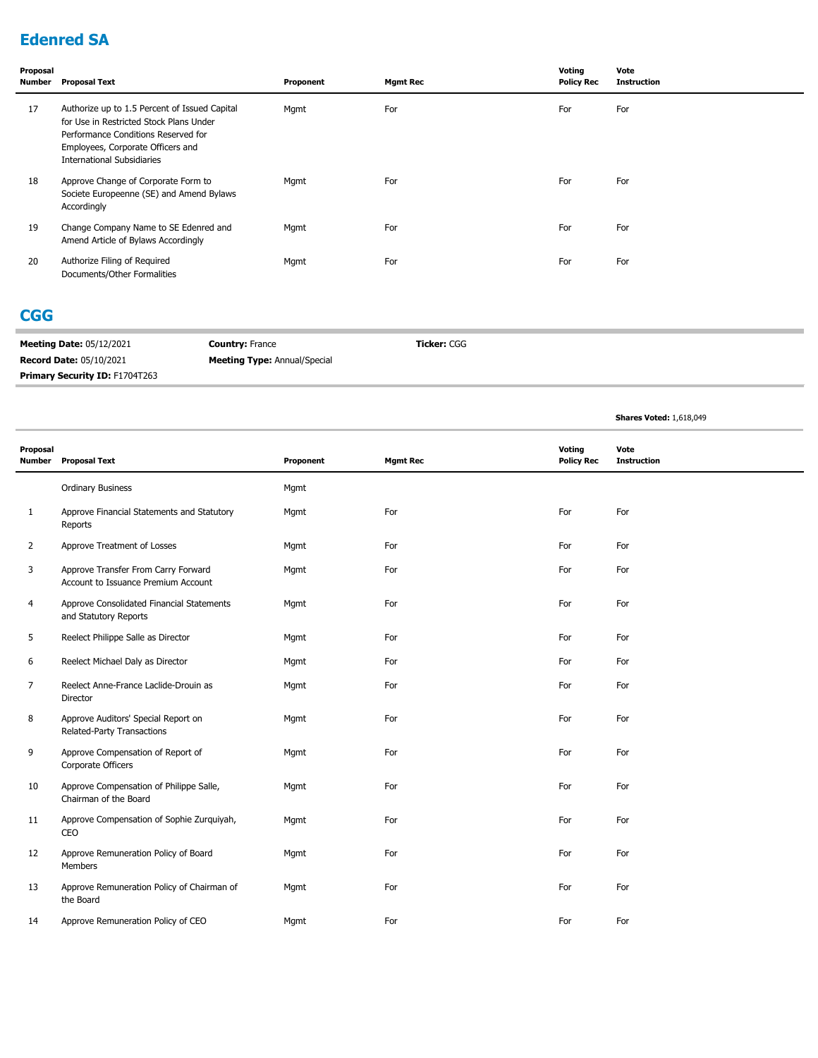## Edenred SA

| Proposal Number | Proposal Text | Proponent | Mgmt Rec | Voting Policy Rec | Vote Instruction |
|---|---|---|---|---|---|
| 17 | Authorize up to 1.5 Percent of Issued Capital for Use in Restricted Stock Plans Under Performance Conditions Reserved for Employees, Corporate Officers and International Subsidiaries | Mgmt | For | For | For |
| 18 | Approve Change of Corporate Form to Societe Europeenne (SE) and Amend Bylaws Accordingly | Mgmt | For | For | For |
| 19 | Change Company Name to SE Edenred and Amend Article of Bylaws Accordingly | Mgmt | For | For | For |
| 20 | Authorize Filing of Required Documents/Other Formalities | Mgmt | For | For | For |

## CGG

**Meeting Date:** 05/12/2021 | **Country:** France | **Ticker:** CGG

**Record Date:** 05/10/2021 | **Meeting Type:** Annual/Special

**Primary Security ID:** F1704T263

**Shares Voted:** 1,618,049

| Proposal Number | Proposal Text | Proponent | Mgmt Rec | Voting Policy Rec | Vote Instruction |
|---|---|---|---|---|---|
| | Ordinary Business | Mgmt | | | |
| 1 | Approve Financial Statements and Statutory Reports | Mgmt | For | For | For |
| 2 | Approve Treatment of Losses | Mgmt | For | For | For |
| 3 | Approve Transfer From Carry Forward Account to Issuance Premium Account | Mgmt | For | For | For |
| 4 | Approve Consolidated Financial Statements and Statutory Reports | Mgmt | For | For | For |
| 5 | Reelect Philippe Salle as Director | Mgmt | For | For | For |
| 6 | Reelect Michael Daly as Director | Mgmt | For | For | For |
| 7 | Reelect Anne-France Laclide-Drouin as Director | Mgmt | For | For | For |
| 8 | Approve Auditors' Special Report on Related-Party Transactions | Mgmt | For | For | For |
| 9 | Approve Compensation of Report of Corporate Officers | Mgmt | For | For | For |
| 10 | Approve Compensation of Philippe Salle, Chairman of the Board | Mgmt | For | For | For |
| 11 | Approve Compensation of Sophie Zurquiyah, CEO | Mgmt | For | For | For |
| 12 | Approve Remuneration Policy of Board Members | Mgmt | For | For | For |
| 13 | Approve Remuneration Policy of Chairman of the Board | Mgmt | For | For | For |
| 14 | Approve Remuneration Policy of CEO | Mgmt | For | For | For |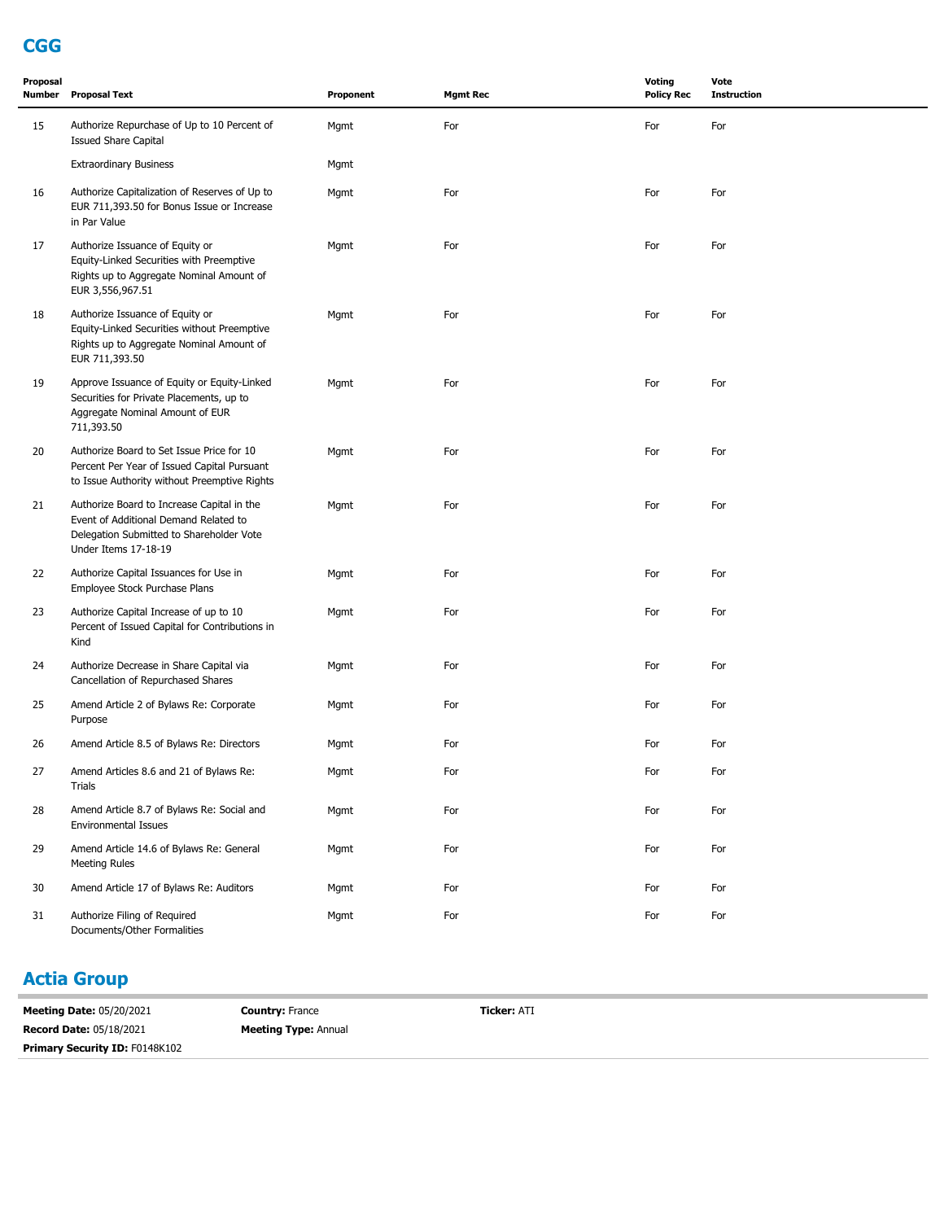## CGG

| Proposal Number | Proposal Text | Proponent | Mgmt Rec | Voting Policy Rec | Vote Instruction |
|---|---|---|---|---|---|
| 15 | Authorize Repurchase of Up to 10 Percent of Issued Share Capital | Mgmt | For | For | For |
| | Extraordinary Business | Mgmt | | | |
| 16 | Authorize Capitalization of Reserves of Up to EUR 711,393.50 for Bonus Issue or Increase in Par Value | Mgmt | For | For | For |
| 17 | Authorize Issuance of Equity or Equity-Linked Securities with Preemptive Rights up to Aggregate Nominal Amount of EUR 3,556,967.51 | Mgmt | For | For | For |
| 18 | Authorize Issuance of Equity or Equity-Linked Securities without Preemptive Rights up to Aggregate Nominal Amount of EUR 711,393.50 | Mgmt | For | For | For |
| 19 | Approve Issuance of Equity or Equity-Linked Securities for Private Placements, up to Aggregate Nominal Amount of EUR 711,393.50 | Mgmt | For | For | For |
| 20 | Authorize Board to Set Issue Price for 10 Percent Per Year of Issued Capital Pursuant to Issue Authority without Preemptive Rights | Mgmt | For | For | For |
| 21 | Authorize Board to Increase Capital in the Event of Additional Demand Related to Delegation Submitted to Shareholder Vote Under Items 17-18-19 | Mgmt | For | For | For |
| 22 | Authorize Capital Issuances for Use in Employee Stock Purchase Plans | Mgmt | For | For | For |
| 23 | Authorize Capital Increase of up to 10 Percent of Issued Capital for Contributions in Kind | Mgmt | For | For | For |
| 24 | Authorize Decrease in Share Capital via Cancellation of Repurchased Shares | Mgmt | For | For | For |
| 25 | Amend Article 2 of Bylaws Re: Corporate Purpose | Mgmt | For | For | For |
| 26 | Amend Article 8.5 of Bylaws Re: Directors | Mgmt | For | For | For |
| 27 | Amend Articles 8.6 and 21 of Bylaws Re: Trials | Mgmt | For | For | For |
| 28 | Amend Article 8.7 of Bylaws Re: Social and Environmental Issues | Mgmt | For | For | For |
| 29 | Amend Article 14.6 of Bylaws Re: General Meeting Rules | Mgmt | For | For | For |
| 30 | Amend Article 17 of Bylaws Re: Auditors | Mgmt | For | For | For |
| 31 | Authorize Filing of Required Documents/Other Formalities | Mgmt | For | For | For |

## Actia Group

**Meeting Date:** 05/20/2021 **Country:** France **Ticker:** ATI

**Record Date:** 05/18/2021 **Meeting Type:** Annual

**Primary Security ID:** F0148K102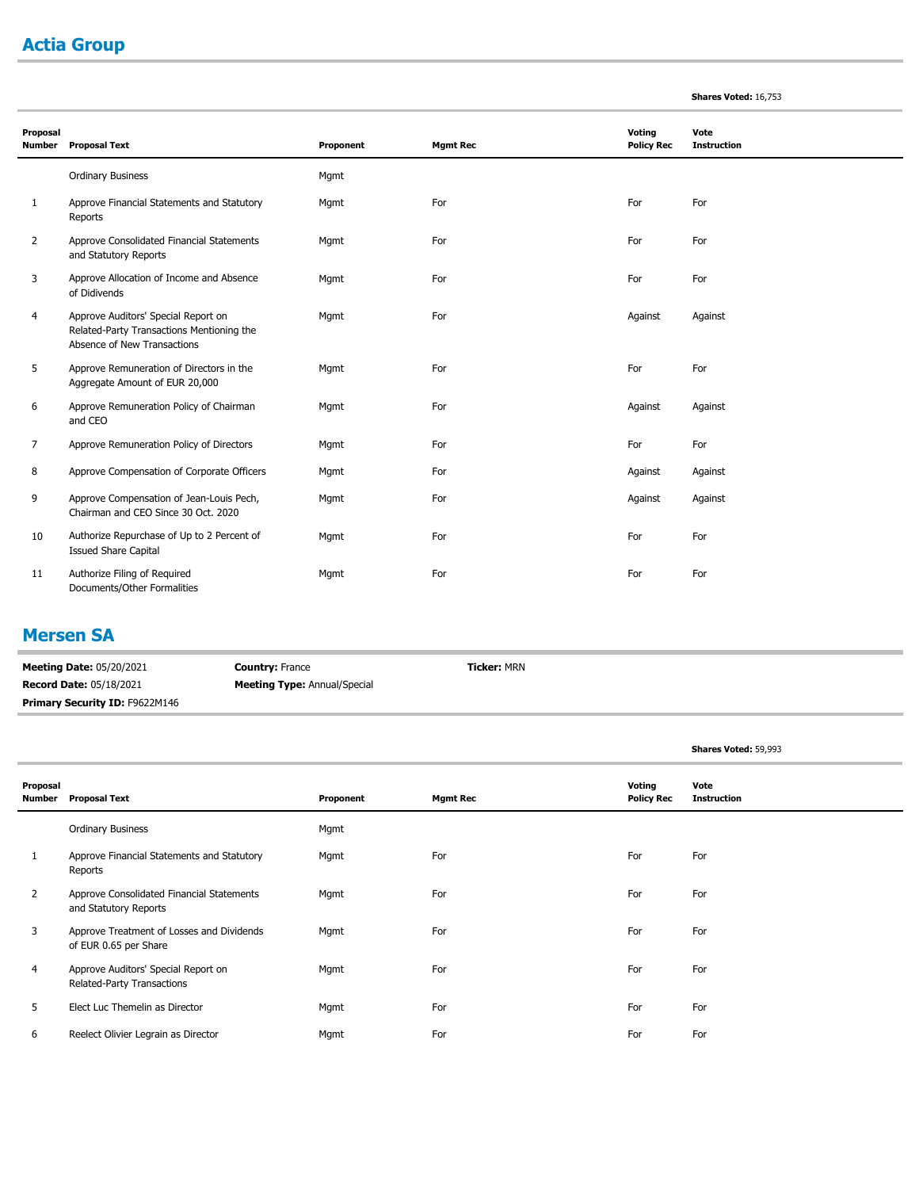## Actia Group

**Shares Voted:** 16,753

| Proposal Number | Proposal Text | Proponent | Mgmt Rec | Voting Policy Rec | Vote Instruction |
|---|---|---|---|---|---|
| | Ordinary Business | Mgmt | | | |
| 1 | Approve Financial Statements and Statutory Reports | Mgmt | For | For | For |
| 2 | Approve Consolidated Financial Statements and Statutory Reports | Mgmt | For | For | For |
| 3 | Approve Allocation of Income and Absence of Didivends | Mgmt | For | For | For |
| 4 | Approve Auditors' Special Report on Related-Party Transactions Mentioning the Absence of New Transactions | Mgmt | For | Against | Against |
| 5 | Approve Remuneration of Directors in the Aggregate Amount of EUR 20,000 | Mgmt | For | For | For |
| 6 | Approve Remuneration Policy of Chairman and CEO | Mgmt | For | Against | Against |
| 7 | Approve Remuneration Policy of Directors | Mgmt | For | For | For |
| 8 | Approve Compensation of Corporate Officers | Mgmt | For | Against | Against |
| 9 | Approve Compensation of Jean-Louis Pech, Chairman and CEO Since 30 Oct. 2020 | Mgmt | For | Against | Against |
| 10 | Authorize Repurchase of Up to 2 Percent of Issued Share Capital | Mgmt | For | For | For |
| 11 | Authorize Filing of Required Documents/Other Formalities | Mgmt | For | For | For |

## Mersen SA

**Meeting Date:** 05/20/2021 **Country:** France **Ticker:** MRN

**Record Date:** 05/18/2021 **Meeting Type:** Annual/Special

**Primary Security ID:** F9622M146

**Shares Voted:** 59,993

| Proposal Number | Proposal Text | Proponent | Mgmt Rec | Voting Policy Rec | Vote Instruction |
|---|---|---|---|---|---|
| | Ordinary Business | Mgmt | | | |
| 1 | Approve Financial Statements and Statutory Reports | Mgmt | For | For | For |
| 2 | Approve Consolidated Financial Statements and Statutory Reports | Mgmt | For | For | For |
| 3 | Approve Treatment of Losses and Dividends of EUR 0.65 per Share | Mgmt | For | For | For |
| 4 | Approve Auditors' Special Report on Related-Party Transactions | Mgmt | For | For | For |
| 5 | Elect Luc Themelin as Director | Mgmt | For | For | For |
| 6 | Reelect Olivier Legrain as Director | Mgmt | For | For | For |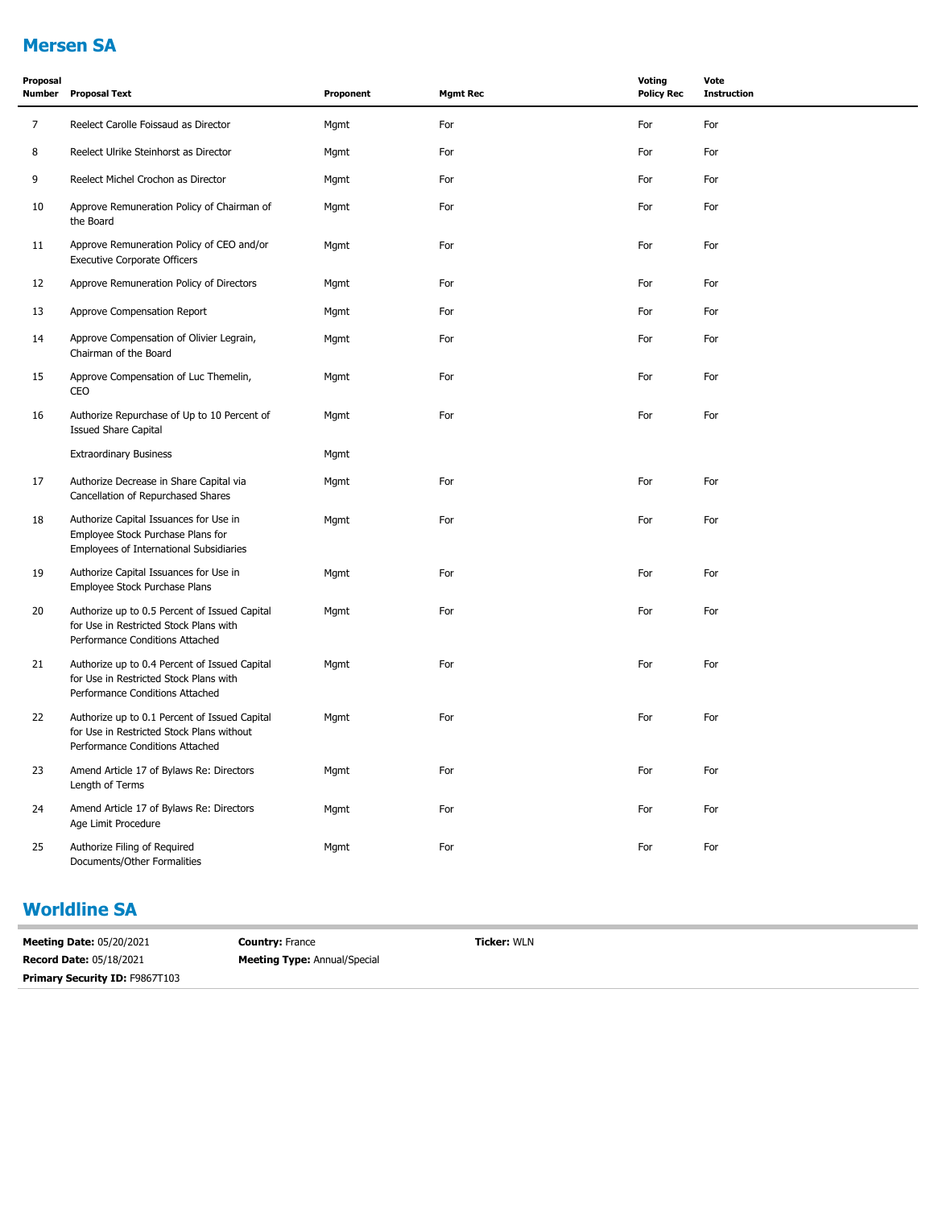## Mersen SA

| Proposal Number | Proposal Text | Proponent | Mgmt Rec | Voting Policy Rec | Vote Instruction |
|---|---|---|---|---|---|
| 7 | Reelect Carolle Foissaud as Director | Mgmt | For | For | For |
| 8 | Reelect Ulrike Steinhorst as Director | Mgmt | For | For | For |
| 9 | Reelect Michel Crochon as Director | Mgmt | For | For | For |
| 10 | Approve Remuneration Policy of Chairman of the Board | Mgmt | For | For | For |
| 11 | Approve Remuneration Policy of CEO and/or Executive Corporate Officers | Mgmt | For | For | For |
| 12 | Approve Remuneration Policy of Directors | Mgmt | For | For | For |
| 13 | Approve Compensation Report | Mgmt | For | For | For |
| 14 | Approve Compensation of Olivier Legrain, Chairman of the Board | Mgmt | For | For | For |
| 15 | Approve Compensation of Luc Themelin, CEO | Mgmt | For | For | For |
| 16 | Authorize Repurchase of Up to 10 Percent of Issued Share Capital | Mgmt | For | For | For |
| | Extraordinary Business | Mgmt | | | |
| 17 | Authorize Decrease in Share Capital via Cancellation of Repurchased Shares | Mgmt | For | For | For |
| 18 | Authorize Capital Issuances for Use in Employee Stock Purchase Plans for Employees of International Subsidiaries | Mgmt | For | For | For |
| 19 | Authorize Capital Issuances for Use in Employee Stock Purchase Plans | Mgmt | For | For | For |
| 20 | Authorize up to 0.5 Percent of Issued Capital for Use in Restricted Stock Plans with Performance Conditions Attached | Mgmt | For | For | For |
| 21 | Authorize up to 0.4 Percent of Issued Capital for Use in Restricted Stock Plans with Performance Conditions Attached | Mgmt | For | For | For |
| 22 | Authorize up to 0.1 Percent of Issued Capital for Use in Restricted Stock Plans without Performance Conditions Attached | Mgmt | For | For | For |
| 23 | Amend Article 17 of Bylaws Re: Directors Length of Terms | Mgmt | For | For | For |
| 24 | Amend Article 17 of Bylaws Re: Directors Age Limit Procedure | Mgmt | For | For | For |
| 25 | Authorize Filing of Required Documents/Other Formalities | Mgmt | For | For | For |

## Worldline SA

**Meeting Date:** 05/20/2021 **Country:** France **Ticker:** WLN

**Record Date:** 05/18/2021 **Meeting Type:** Annual/Special

**Primary Security ID:** F9867T103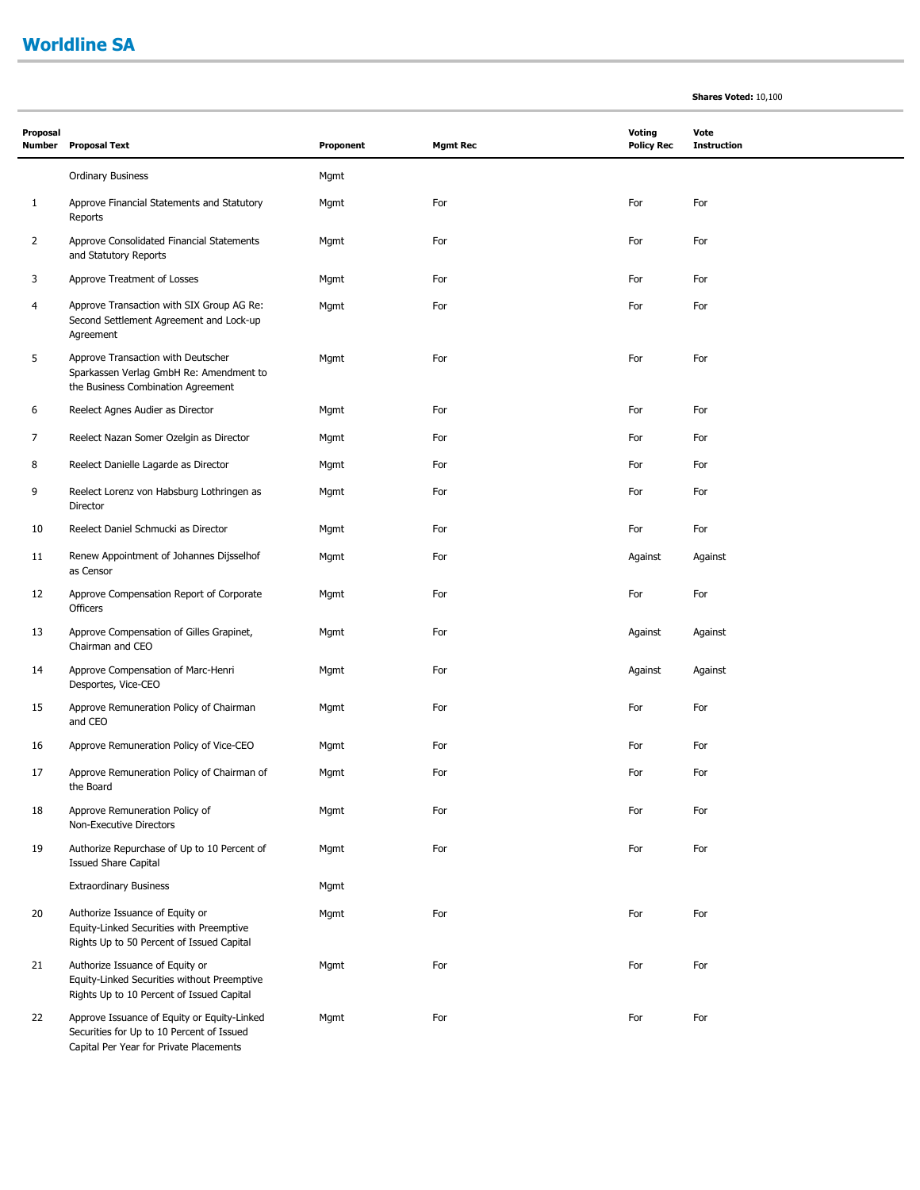# Worldline SA

**Shares Voted:** 10,100

| Proposal Number | Proposal Text | Proponent | Mgmt Rec | Voting Policy Rec | Vote Instruction |
|---|---|---|---|---|---|
| | Ordinary Business | Mgmt | | | |
| 1 | Approve Financial Statements and Statutory Reports | Mgmt | For | For | For |
| 2 | Approve Consolidated Financial Statements and Statutory Reports | Mgmt | For | For | For |
| 3 | Approve Treatment of Losses | Mgmt | For | For | For |
| 4 | Approve Transaction with SIX Group AG Re: Second Settlement Agreement and Lock-up Agreement | Mgmt | For | For | For |
| 5 | Approve Transaction with Deutscher Sparkassen Verlag GmbH Re: Amendment to the Business Combination Agreement | Mgmt | For | For | For |
| 6 | Reelect Agnes Audier as Director | Mgmt | For | For | For |
| 7 | Reelect Nazan Somer Ozelgin as Director | Mgmt | For | For | For |
| 8 | Reelect Danielle Lagarde as Director | Mgmt | For | For | For |
| 9 | Reelect Lorenz von Habsburg Lothringen as Director | Mgmt | For | For | For |
| 10 | Reelect Daniel Schmucki as Director | Mgmt | For | For | For |
| 11 | Renew Appointment of Johannes Dijsselhof as Censor | Mgmt | For | Against | Against |
| 12 | Approve Compensation Report of Corporate Officers | Mgmt | For | For | For |
| 13 | Approve Compensation of Gilles Grapinet, Chairman and CEO | Mgmt | For | Against | Against |
| 14 | Approve Compensation of Marc-Henri Desportes, Vice-CEO | Mgmt | For | Against | Against |
| 15 | Approve Remuneration Policy of Chairman and CEO | Mgmt | For | For | For |
| 16 | Approve Remuneration Policy of Vice-CEO | Mgmt | For | For | For |
| 17 | Approve Remuneration Policy of Chairman of the Board | Mgmt | For | For | For |
| 18 | Approve Remuneration Policy of Non-Executive Directors | Mgmt | For | For | For |
| 19 | Authorize Repurchase of Up to 10 Percent of Issued Share Capital | Mgmt | For | For | For |
| | Extraordinary Business | Mgmt | | | |
| 20 | Authorize Issuance of Equity or Equity-Linked Securities with Preemptive Rights Up to 50 Percent of Issued Capital | Mgmt | For | For | For |
| 21 | Authorize Issuance of Equity or Equity-Linked Securities without Preemptive Rights Up to 10 Percent of Issued Capital | Mgmt | For | For | For |
| 22 | Approve Issuance of Equity or Equity-Linked Securities for Up to 10 Percent of Issued Capital Per Year for Private Placements | Mgmt | For | For | For |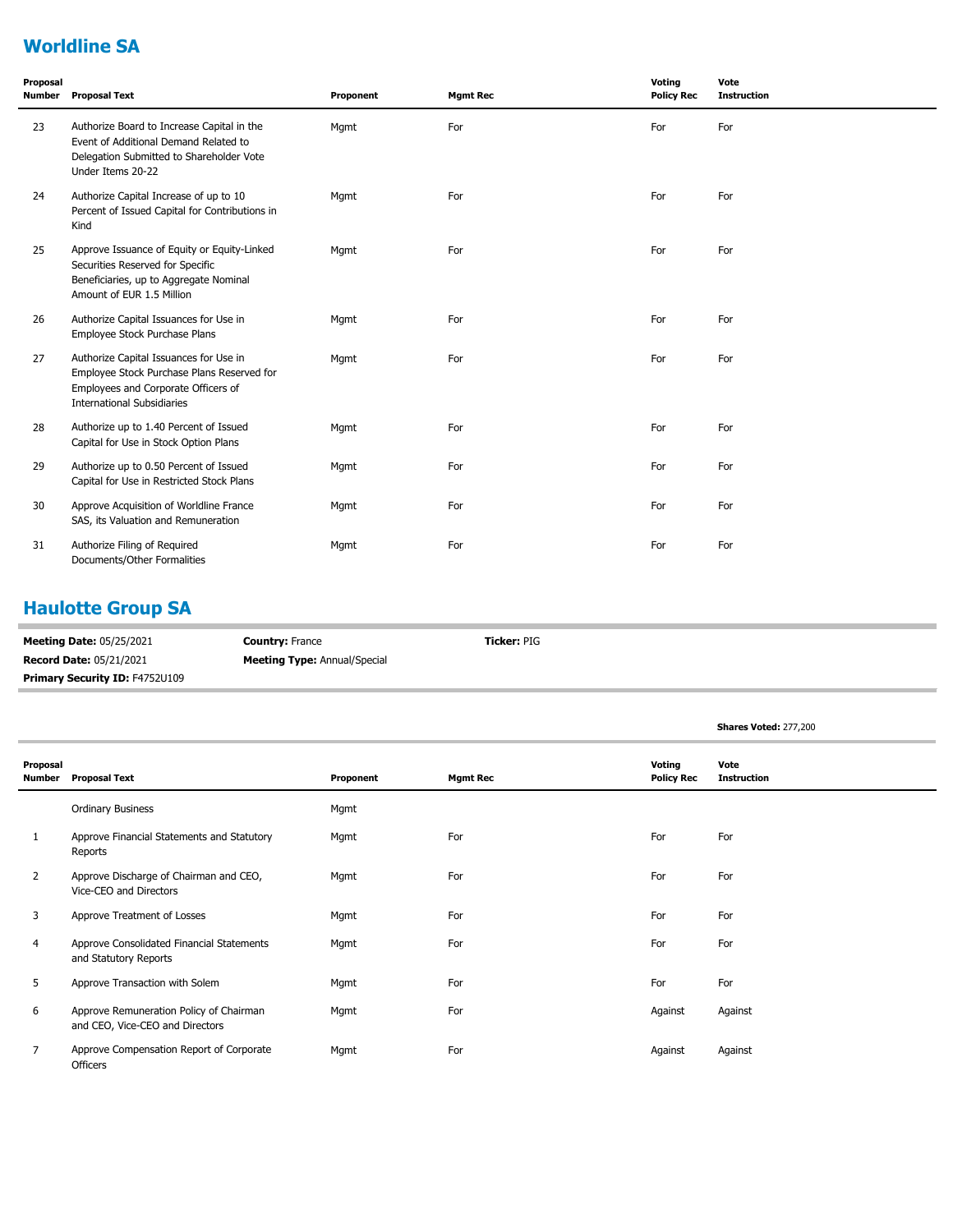## Worldline SA

| Proposal Number | Proposal Text | Proponent | Mgmt Rec | Voting Policy Rec | Vote Instruction |
|---|---|---|---|---|---|
| 23 | Authorize Board to Increase Capital in the Event of Additional Demand Related to Delegation Submitted to Shareholder Vote Under Items 20-22 | Mgmt | For | For | For |
| 24 | Authorize Capital Increase of up to 10 Percent of Issued Capital for Contributions in Kind | Mgmt | For | For | For |
| 25 | Approve Issuance of Equity or Equity-Linked Securities Reserved for Specific Beneficiaries, up to Aggregate Nominal Amount of EUR 1.5 Million | Mgmt | For | For | For |
| 26 | Authorize Capital Issuances for Use in Employee Stock Purchase Plans | Mgmt | For | For | For |
| 27 | Authorize Capital Issuances for Use in Employee Stock Purchase Plans Reserved for Employees and Corporate Officers of International Subsidiaries | Mgmt | For | For | For |
| 28 | Authorize up to 1.40 Percent of Issued Capital for Use in Stock Option Plans | Mgmt | For | For | For |
| 29 | Authorize up to 0.50 Percent of Issued Capital for Use in Restricted Stock Plans | Mgmt | For | For | For |
| 30 | Approve Acquisition of Worldline France SAS, its Valuation and Remuneration | Mgmt | For | For | For |
| 31 | Authorize Filing of Required Documents/Other Formalities | Mgmt | For | For | For |

## Haulotte Group SA

**Meeting Date:** 05/25/2021 **Country:** France **Ticker:** PIG

**Record Date:** 05/21/2021 **Meeting Type:** Annual/Special

**Primary Security ID:** F4752U109

**Shares Voted:** 277,200

| Proposal Number | Proposal Text | Proponent | Mgmt Rec | Voting Policy Rec | Vote Instruction |
|---|---|---|---|---|---|
| | Ordinary Business | Mgmt | | | |
| 1 | Approve Financial Statements and Statutory Reports | Mgmt | For | For | For |
| 2 | Approve Discharge of Chairman and CEO, Vice-CEO and Directors | Mgmt | For | For | For |
| 3 | Approve Treatment of Losses | Mgmt | For | For | For |
| 4 | Approve Consolidated Financial Statements and Statutory Reports | Mgmt | For | For | For |
| 5 | Approve Transaction with Solem | Mgmt | For | For | For |
| 6 | Approve Remuneration Policy of Chairman and CEO, Vice-CEO and Directors | Mgmt | For | Against | Against |
| 7 | Approve Compensation Report of Corporate Officers | Mgmt | For | Against | Against |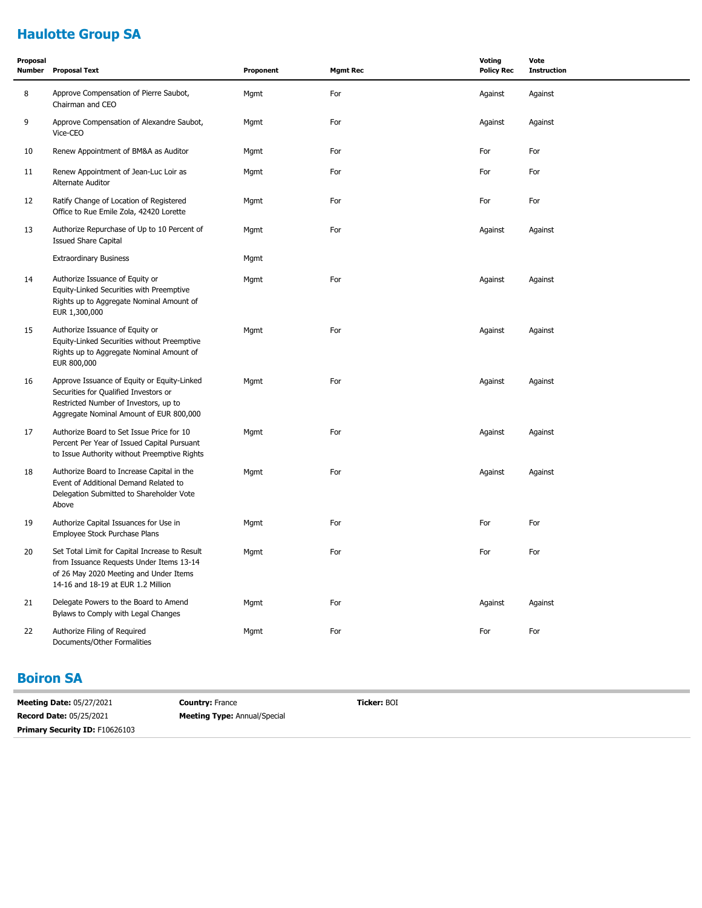## Haulotte Group SA

| Proposal Number | Proposal Text | Proponent | Mgmt Rec | Voting Policy Rec | Vote Instruction |
|---|---|---|---|---|---|
| 8 | Approve Compensation of Pierre Saubot, Chairman and CEO | Mgmt | For | Against | Against |
| 9 | Approve Compensation of Alexandre Saubot, Vice-CEO | Mgmt | For | Against | Against |
| 10 | Renew Appointment of BM&A as Auditor | Mgmt | For | For | For |
| 11 | Renew Appointment of Jean-Luc Loir as Alternate Auditor | Mgmt | For | For | For |
| 12 | Ratify Change of Location of Registered Office to Rue Emile Zola, 42420 Lorette | Mgmt | For | For | For |
| 13 | Authorize Repurchase of Up to 10 Percent of Issued Share Capital | Mgmt | For | Against | Against |
| | Extraordinary Business | Mgmt | | | |
| 14 | Authorize Issuance of Equity or Equity-Linked Securities with Preemptive Rights up to Aggregate Nominal Amount of EUR 1,300,000 | Mgmt | For | Against | Against |
| 15 | Authorize Issuance of Equity or Equity-Linked Securities without Preemptive Rights up to Aggregate Nominal Amount of EUR 800,000 | Mgmt | For | Against | Against |
| 16 | Approve Issuance of Equity or Equity-Linked Securities for Qualified Investors or Restricted Number of Investors, up to Aggregate Nominal Amount of EUR 800,000 | Mgmt | For | Against | Against |
| 17 | Authorize Board to Set Issue Price for 10 Percent Per Year of Issued Capital Pursuant to Issue Authority without Preemptive Rights | Mgmt | For | Against | Against |
| 18 | Authorize Board to Increase Capital in the Event of Additional Demand Related to Delegation Submitted to Shareholder Vote Above | Mgmt | For | Against | Against |
| 19 | Authorize Capital Issuances for Use in Employee Stock Purchase Plans | Mgmt | For | For | For |
| 20 | Set Total Limit for Capital Increase to Result from Issuance Requests Under Items 13-14 of 26 May 2020 Meeting and Under Items 14-16 and 18-19 at EUR 1.2 Million | Mgmt | For | For | For |
| 21 | Delegate Powers to the Board to Amend Bylaws to Comply with Legal Changes | Mgmt | For | Against | Against |
| 22 | Authorize Filing of Required Documents/Other Formalities | Mgmt | For | For | For |

## Boiron SA

**Meeting Date:** 05/27/2021 **Country:** France **Ticker:** BOI

**Record Date:** 05/25/2021 **Meeting Type:** Annual/Special

**Primary Security ID:** F10626103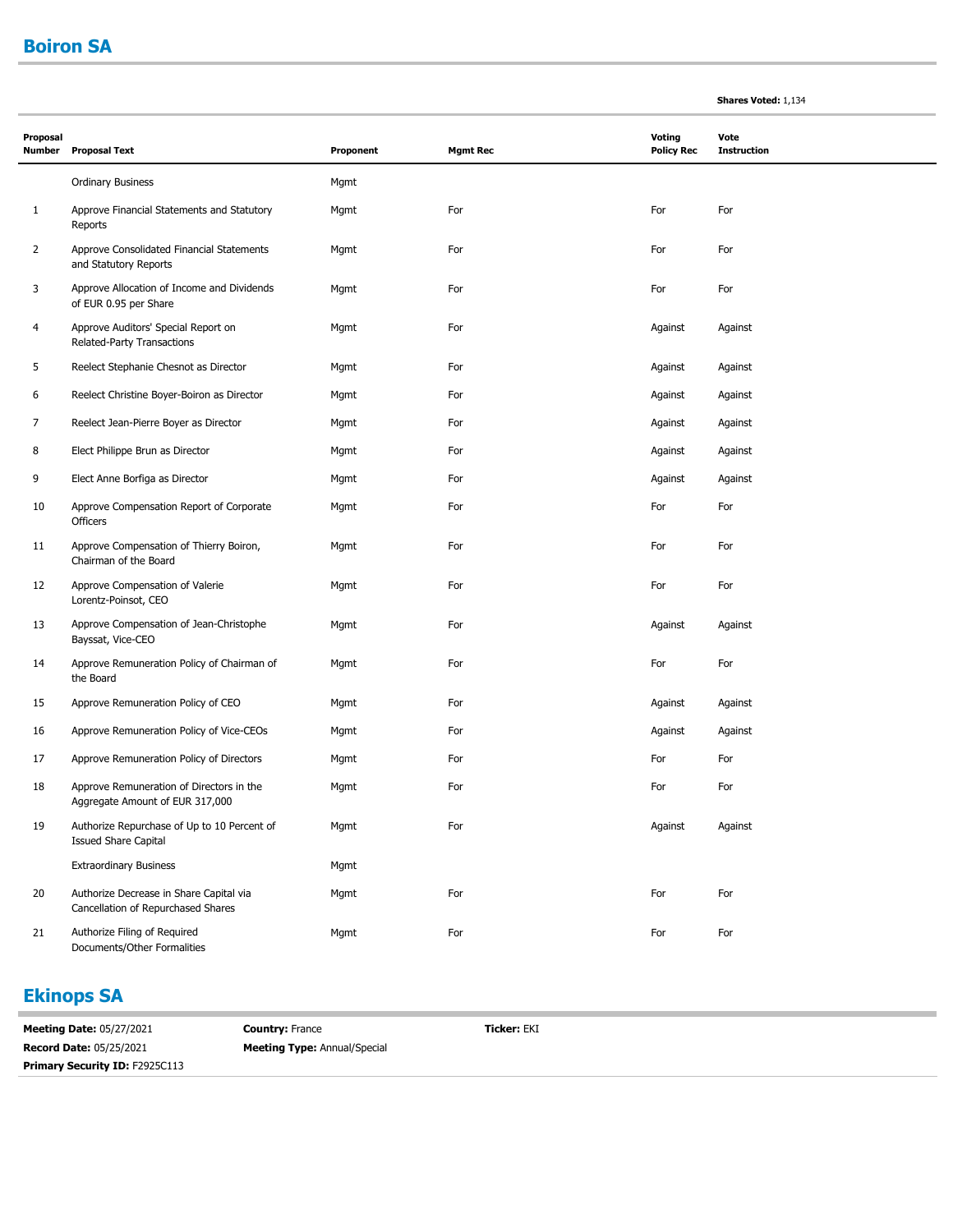## Boiron SA

**Shares Voted:** 1,134

| Proposal Number | Proposal Text | Proponent | Mgmt Rec | Voting Policy Rec | Vote Instruction |
|---|---|---|---|---|---|
| | Ordinary Business | Mgmt | | | |
| 1 | Approve Financial Statements and Statutory Reports | Mgmt | For | For | For |
| 2 | Approve Consolidated Financial Statements and Statutory Reports | Mgmt | For | For | For |
| 3 | Approve Allocation of Income and Dividends of EUR 0.95 per Share | Mgmt | For | For | For |
| 4 | Approve Auditors' Special Report on Related-Party Transactions | Mgmt | For | Against | Against |
| 5 | Reelect Stephanie Chesnot as Director | Mgmt | For | Against | Against |
| 6 | Reelect Christine Boyer-Boiron as Director | Mgmt | For | Against | Against |
| 7 | Reelect Jean-Pierre Boyer as Director | Mgmt | For | Against | Against |
| 8 | Elect Philippe Brun as Director | Mgmt | For | Against | Against |
| 9 | Elect Anne Borfiga as Director | Mgmt | For | Against | Against |
| 10 | Approve Compensation Report of Corporate Officers | Mgmt | For | For | For |
| 11 | Approve Compensation of Thierry Boiron, Chairman of the Board | Mgmt | For | For | For |
| 12 | Approve Compensation of Valerie Lorentz-Poinsot, CEO | Mgmt | For | For | For |
| 13 | Approve Compensation of Jean-Christophe Bayssat, Vice-CEO | Mgmt | For | Against | Against |
| 14 | Approve Remuneration Policy of Chairman of the Board | Mgmt | For | For | For |
| 15 | Approve Remuneration Policy of CEO | Mgmt | For | Against | Against |
| 16 | Approve Remuneration Policy of Vice-CEOs | Mgmt | For | Against | Against |
| 17 | Approve Remuneration Policy of Directors | Mgmt | For | For | For |
| 18 | Approve Remuneration of Directors in the Aggregate Amount of EUR 317,000 | Mgmt | For | For | For |
| 19 | Authorize Repurchase of Up to 10 Percent of Issued Share Capital | Mgmt | For | Against | Against |
| | Extraordinary Business | Mgmt | | | |
| 20 | Authorize Decrease in Share Capital via Cancellation of Repurchased Shares | Mgmt | For | For | For |
| 21 | Authorize Filing of Required Documents/Other Formalities | Mgmt | For | For | For |

## Ekinops SA

**Meeting Date:** 05/27/2021
**Record Date:** 05/25/2021
**Primary Security ID:** F2925C113
**Country:** France
**Meeting Type:** Annual/Special
**Ticker:** EKI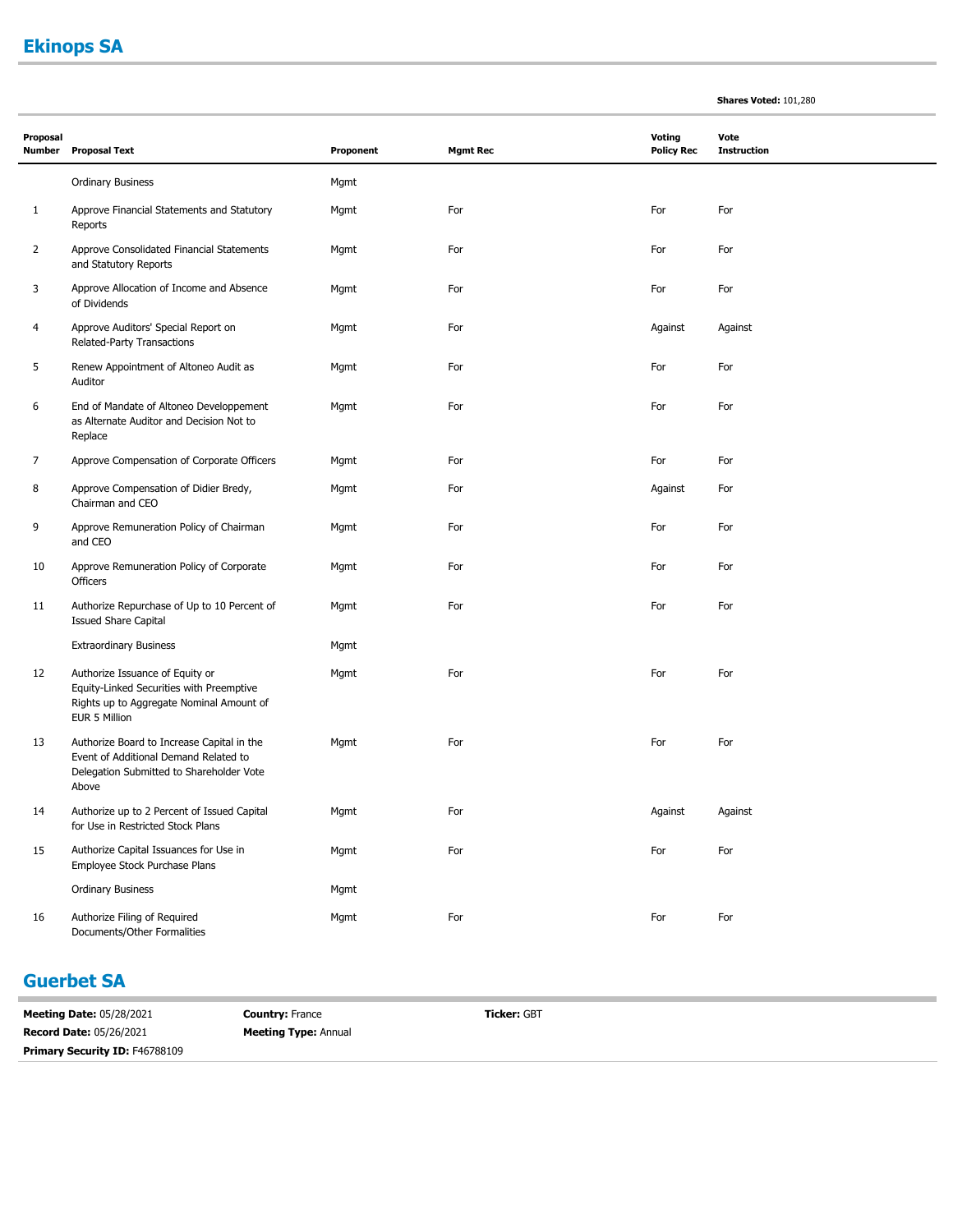## Ekinops SA

**Shares Voted:** 101,280

| Proposal Number | Proposal Text | Proponent | Mgmt Rec | Voting Policy Rec | Vote Instruction |
|---|---|---|---|---|---|
| | Ordinary Business | Mgmt | | | |
| 1 | Approve Financial Statements and Statutory Reports | Mgmt | For | For | For |
| 2 | Approve Consolidated Financial Statements and Statutory Reports | Mgmt | For | For | For |
| 3 | Approve Allocation of Income and Absence of Dividends | Mgmt | For | For | For |
| 4 | Approve Auditors' Special Report on Related-Party Transactions | Mgmt | For | Against | Against |
| 5 | Renew Appointment of Altoneo Audit as Auditor | Mgmt | For | For | For |
| 6 | End of Mandate of Altoneo Developpement as Alternate Auditor and Decision Not to Replace | Mgmt | For | For | For |
| 7 | Approve Compensation of Corporate Officers | Mgmt | For | For | For |
| 8 | Approve Compensation of Didier Bredy, Chairman and CEO | Mgmt | For | Against | For |
| 9 | Approve Remuneration Policy of Chairman and CEO | Mgmt | For | For | For |
| 10 | Approve Remuneration Policy of Corporate Officers | Mgmt | For | For | For |
| 11 | Authorize Repurchase of Up to 10 Percent of Issued Share Capital | Mgmt | For | For | For |
| | Extraordinary Business | Mgmt | | | |
| 12 | Authorize Issuance of Equity or Equity-Linked Securities with Preemptive Rights up to Aggregate Nominal Amount of EUR 5 Million | Mgmt | For | For | For |
| 13 | Authorize Board to Increase Capital in the Event of Additional Demand Related to Delegation Submitted to Shareholder Vote Above | Mgmt | For | For | For |
| 14 | Authorize up to 2 Percent of Issued Capital for Use in Restricted Stock Plans | Mgmt | For | Against | Against |
| 15 | Authorize Capital Issuances for Use in Employee Stock Purchase Plans | Mgmt | For | For | For |
| | Ordinary Business | Mgmt | | | |
| 16 | Authorize Filing of Required Documents/Other Formalities | Mgmt | For | For | For |

## Guerbet SA

**Meeting Date:** 05/28/2021 **Country:** France **Ticker:** GBT
**Record Date:** 05/26/2021 **Meeting Type:** Annual
**Primary Security ID:** F46788109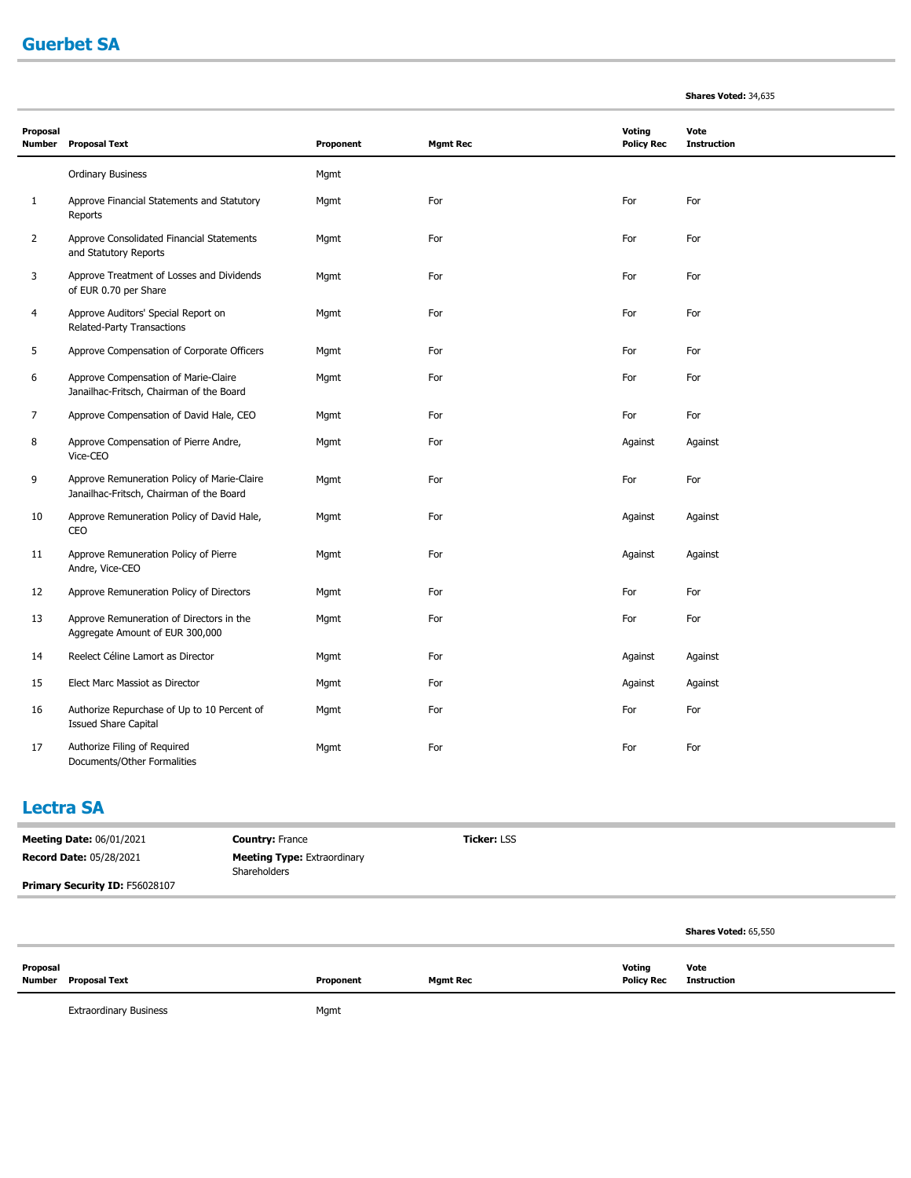## Guerbet SA

**Shares Voted:** 34,635

| Proposal Number | Proposal Text | Proponent | Mgmt Rec | Voting Policy Rec | Vote Instruction |
|---|---|---|---|---|---|
| | Ordinary Business | Mgmt | | | |
| 1 | Approve Financial Statements and Statutory Reports | Mgmt | For | For | For |
| 2 | Approve Consolidated Financial Statements and Statutory Reports | Mgmt | For | For | For |
| 3 | Approve Treatment of Losses and Dividends of EUR 0.70 per Share | Mgmt | For | For | For |
| 4 | Approve Auditors' Special Report on Related-Party Transactions | Mgmt | For | For | For |
| 5 | Approve Compensation of Corporate Officers | Mgmt | For | For | For |
| 6 | Approve Compensation of Marie-Claire Janailhac-Fritsch, Chairman of the Board | Mgmt | For | For | For |
| 7 | Approve Compensation of David Hale, CEO | Mgmt | For | For | For |
| 8 | Approve Compensation of Pierre Andre, Vice-CEO | Mgmt | For | Against | Against |
| 9 | Approve Remuneration Policy of Marie-Claire Janailhac-Fritsch, Chairman of the Board | Mgmt | For | For | For |
| 10 | Approve Remuneration Policy of David Hale, CEO | Mgmt | For | Against | Against |
| 11 | Approve Remuneration Policy of Pierre Andre, Vice-CEO | Mgmt | For | Against | Against |
| 12 | Approve Remuneration Policy of Directors | Mgmt | For | For | For |
| 13 | Approve Remuneration of Directors in the Aggregate Amount of EUR 300,000 | Mgmt | For | For | For |
| 14 | Reelect Céline Lamort as Director | Mgmt | For | Against | Against |
| 15 | Elect Marc Massiot as Director | Mgmt | For | Against | Against |
| 16 | Authorize Repurchase of Up to 10 Percent of Issued Share Capital | Mgmt | For | For | For |
| 17 | Authorize Filing of Required Documents/Other Formalities | Mgmt | For | For | For |

## Lectra SA

**Meeting Date:** 06/01/2021
**Record Date:** 05/28/2021
**Primary Security ID:** F56028107
**Country:** France
**Meeting Type:** Extraordinary Shareholders
**Ticker:** LSS

**Shares Voted:** 65,550

| Proposal Number | Proposal Text | Proponent | Mgmt Rec | Voting Policy Rec | Vote Instruction |
|---|---|---|---|---|---|
| | Extraordinary Business | Mgmt | | | |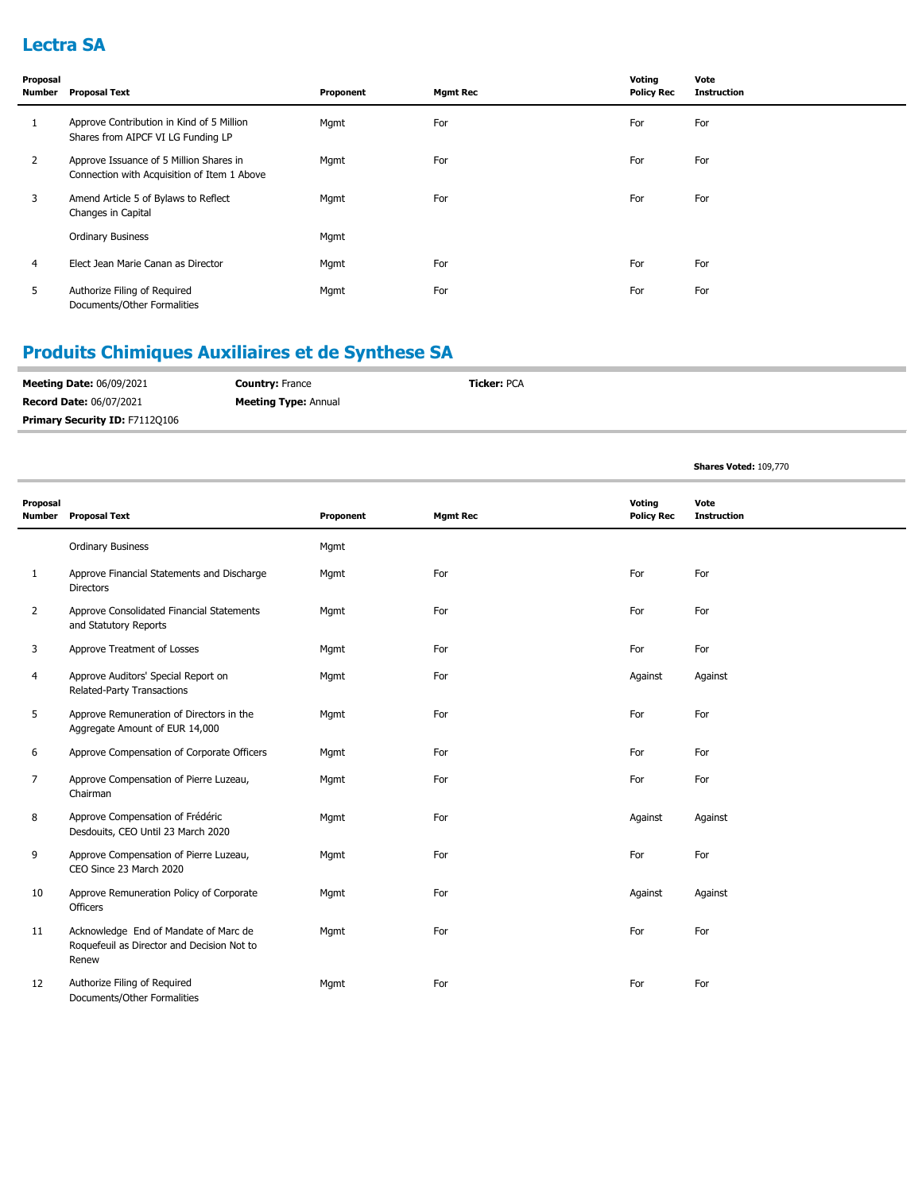## Lectra SA

| Proposal Number | Proposal Text | Proponent | Mgmt Rec | Voting Policy Rec | Vote Instruction |
|---|---|---|---|---|---|
| 1 | Approve Contribution in Kind of 5 Million Shares from AIPCF VI LG Funding LP | Mgmt | For | For | For |
| 2 | Approve Issuance of 5 Million Shares in Connection with Acquisition of Item 1 Above | Mgmt | For | For | For |
| 3 | Amend Article 5 of Bylaws to Reflect Changes in Capital | Mgmt | For | For | For |
| | Ordinary Business | Mgmt | | | |
| 4 | Elect Jean Marie Canan as Director | Mgmt | For | For | For |
| 5 | Authorize Filing of Required Documents/Other Formalities | Mgmt | For | For | For |

## Produits Chimiques Auxiliaires et de Synthese SA

**Meeting Date:** 06/09/2021 **Country:** France **Ticker:** PCA

**Record Date:** 06/07/2021 **Meeting Type:** Annual

**Primary Security ID:** F7112Q106

**Shares Voted:** 109,770

| Proposal Number | Proposal Text | Proponent | Mgmt Rec | Voting Policy Rec | Vote Instruction |
|---|---|---|---|---|---|
| | Ordinary Business | Mgmt | | | |
| 1 | Approve Financial Statements and Discharge Directors | Mgmt | For | For | For |
| 2 | Approve Consolidated Financial Statements and Statutory Reports | Mgmt | For | For | For |
| 3 | Approve Treatment of Losses | Mgmt | For | For | For |
| 4 | Approve Auditors' Special Report on Related-Party Transactions | Mgmt | For | Against | Against |
| 5 | Approve Remuneration of Directors in the Aggregate Amount of EUR 14,000 | Mgmt | For | For | For |
| 6 | Approve Compensation of Corporate Officers | Mgmt | For | For | For |
| 7 | Approve Compensation of Pierre Luzeau, Chairman | Mgmt | For | For | For |
| 8 | Approve Compensation of Frédéric Desdouits, CEO Until 23 March 2020 | Mgmt | For | Against | Against |
| 9 | Approve Compensation of Pierre Luzeau, CEO Since 23 March 2020 | Mgmt | For | For | For |
| 10 | Approve Remuneration Policy of Corporate Officers | Mgmt | For | Against | Against |
| 11 | Acknowledge End of Mandate of Marc de Roquefeuil as Director and Decision Not to Renew | Mgmt | For | For | For |
| 12 | Authorize Filing of Required Documents/Other Formalities | Mgmt | For | For | For |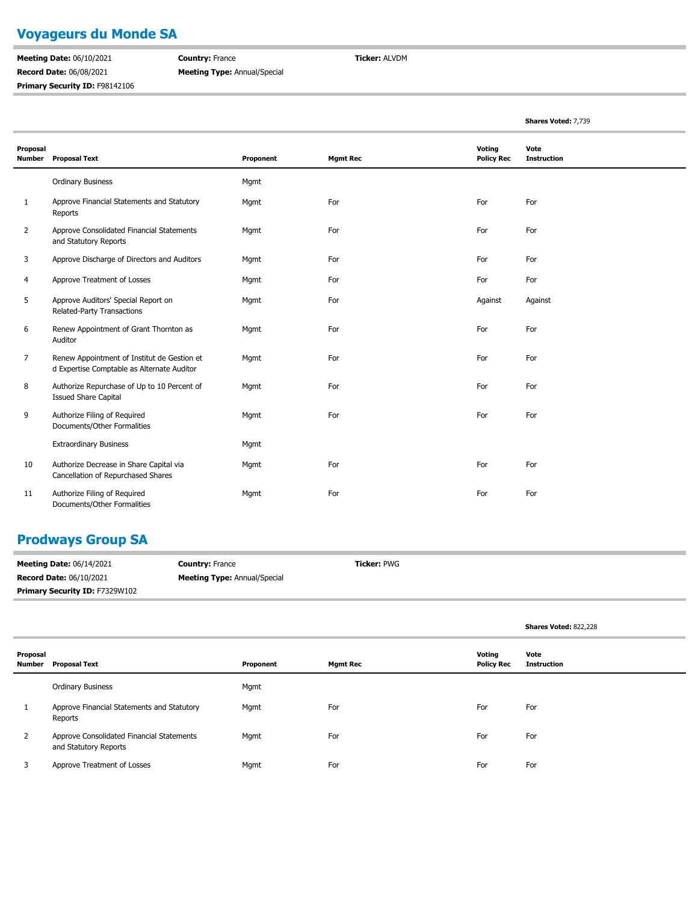## Voyageurs du Monde SA

**Meeting Date:** 06/10/2021
**Record Date:** 06/08/2021
**Primary Security ID:** F98142106
**Country:** France
**Meeting Type:** Annual/Special
**Ticker:** ALVDM

**Shares Voted:** 7,739

| Proposal Number | Proposal Text | Proponent | Mgmt Rec | Voting Policy Rec | Vote Instruction |
|---|---|---|---|---|---|
| | Ordinary Business | Mgmt | | | |
| 1 | Approve Financial Statements and Statutory Reports | Mgmt | For | For | For |
| 2 | Approve Consolidated Financial Statements and Statutory Reports | Mgmt | For | For | For |
| 3 | Approve Discharge of Directors and Auditors | Mgmt | For | For | For |
| 4 | Approve Treatment of Losses | Mgmt | For | For | For |
| 5 | Approve Auditors' Special Report on Related-Party Transactions | Mgmt | For | Against | Against |
| 6 | Renew Appointment of Grant Thornton as Auditor | Mgmt | For | For | For |
| 7 | Renew Appointment of Institut de Gestion et d Expertise Comptable as Alternate Auditor | Mgmt | For | For | For |
| 8 | Authorize Repurchase of Up to 10 Percent of Issued Share Capital | Mgmt | For | For | For |
| 9 | Authorize Filing of Required Documents/Other Formalities | Mgmt | For | For | For |
| | Extraordinary Business | Mgmt | | | |
| 10 | Authorize Decrease in Share Capital via Cancellation of Repurchased Shares | Mgmt | For | For | For |
| 11 | Authorize Filing of Required Documents/Other Formalities | Mgmt | For | For | For |

## Prodways Group SA

**Meeting Date:** 06/14/2021
**Record Date:** 06/10/2021
**Primary Security ID:** F7329W102
**Country:** France
**Meeting Type:** Annual/Special
**Ticker:** PWG

**Shares Voted:** 822,228

| Proposal Number | Proposal Text | Proponent | Mgmt Rec | Voting Policy Rec | Vote Instruction |
|---|---|---|---|---|---|
| | Ordinary Business | Mgmt | | | |
| 1 | Approve Financial Statements and Statutory Reports | Mgmt | For | For | For |
| 2 | Approve Consolidated Financial Statements and Statutory Reports | Mgmt | For | For | For |
| 3 | Approve Treatment of Losses | Mgmt | For | For | For |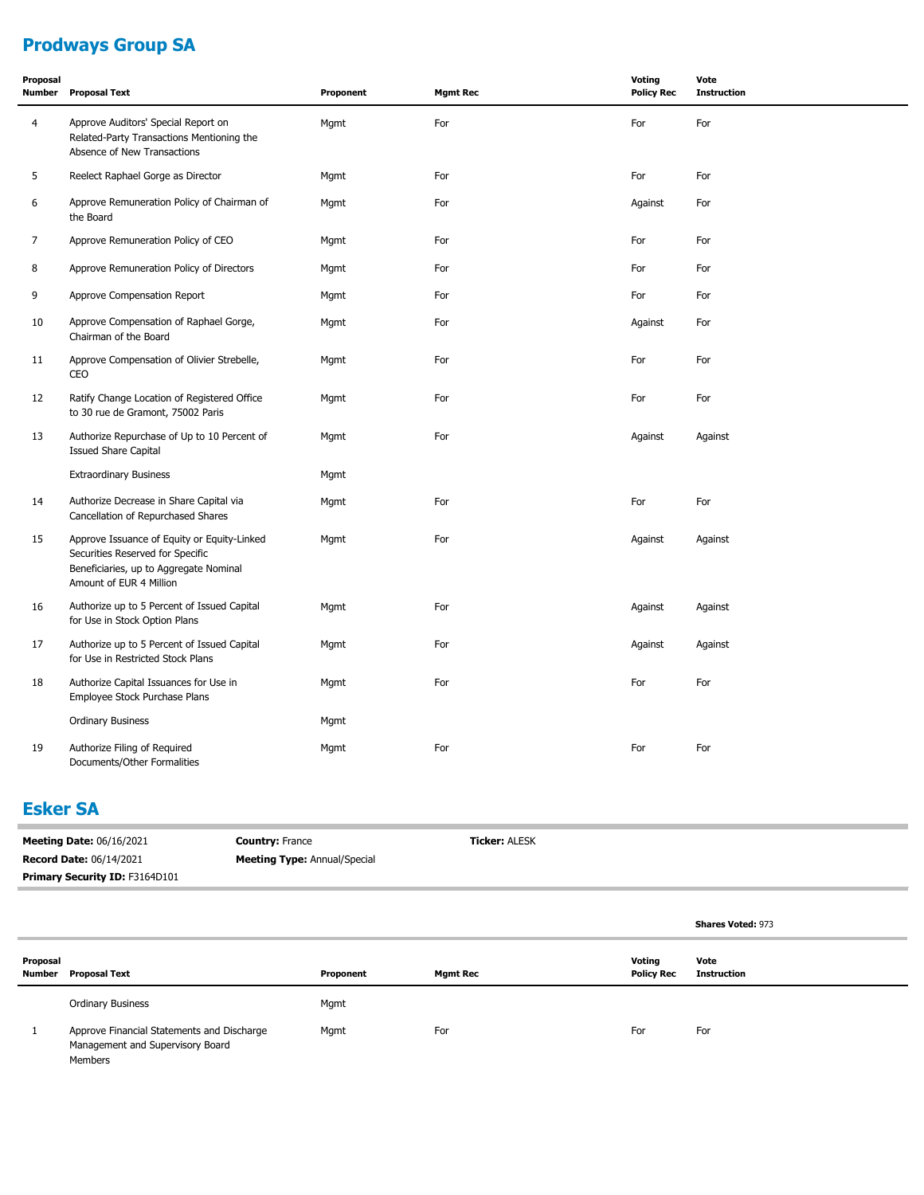## Prodways Group SA

| Proposal Number | Proposal Text | Proponent | Mgmt Rec | Voting Policy Rec | Vote Instruction |
|---|---|---|---|---|---|
| 4 | Approve Auditors' Special Report on Related-Party Transactions Mentioning the Absence of New Transactions | Mgmt | For | For | For |
| 5 | Reelect Raphael Gorge as Director | Mgmt | For | For | For |
| 6 | Approve Remuneration Policy of Chairman of the Board | Mgmt | For | Against | For |
| 7 | Approve Remuneration Policy of CEO | Mgmt | For | For | For |
| 8 | Approve Remuneration Policy of Directors | Mgmt | For | For | For |
| 9 | Approve Compensation Report | Mgmt | For | For | For |
| 10 | Approve Compensation of Raphael Gorge, Chairman of the Board | Mgmt | For | Against | For |
| 11 | Approve Compensation of Olivier Strebelle, CEO | Mgmt | For | For | For |
| 12 | Ratify Change Location of Registered Office to 30 rue de Gramont, 75002 Paris | Mgmt | For | For | For |
| 13 | Authorize Repurchase of Up to 10 Percent of Issued Share Capital | Mgmt | For | Against | Against |
| | Extraordinary Business | Mgmt | | | |
| 14 | Authorize Decrease in Share Capital via Cancellation of Repurchased Shares | Mgmt | For | For | For |
| 15 | Approve Issuance of Equity or Equity-Linked Securities Reserved for Specific Beneficiaries, up to Aggregate Nominal Amount of EUR 4 Million | Mgmt | For | Against | Against |
| 16 | Authorize up to 5 Percent of Issued Capital for Use in Stock Option Plans | Mgmt | For | Against | Against |
| 17 | Authorize up to 5 Percent of Issued Capital for Use in Restricted Stock Plans | Mgmt | For | Against | Against |
| 18 | Authorize Capital Issuances for Use in Employee Stock Purchase Plans | Mgmt | For | For | For |
| | Ordinary Business | Mgmt | | | |
| 19 | Authorize Filing of Required Documents/Other Formalities | Mgmt | For | For | For |

## Esker SA

**Meeting Date:** 06/16/2021 **Country:** France **Ticker:** ALESK

**Record Date:** 06/14/2021 **Meeting Type:** Annual/Special

**Primary Security ID:** F3164D101

**Shares Voted:** 973

| Proposal Number | Proposal Text | Proponent | Mgmt Rec | Voting Policy Rec | Vote Instruction |
|---|---|---|---|---|---|
| | Ordinary Business | Mgmt | | | |
| 1 | Approve Financial Statements and Discharge Management and Supervisory Board Members | Mgmt | For | For | For |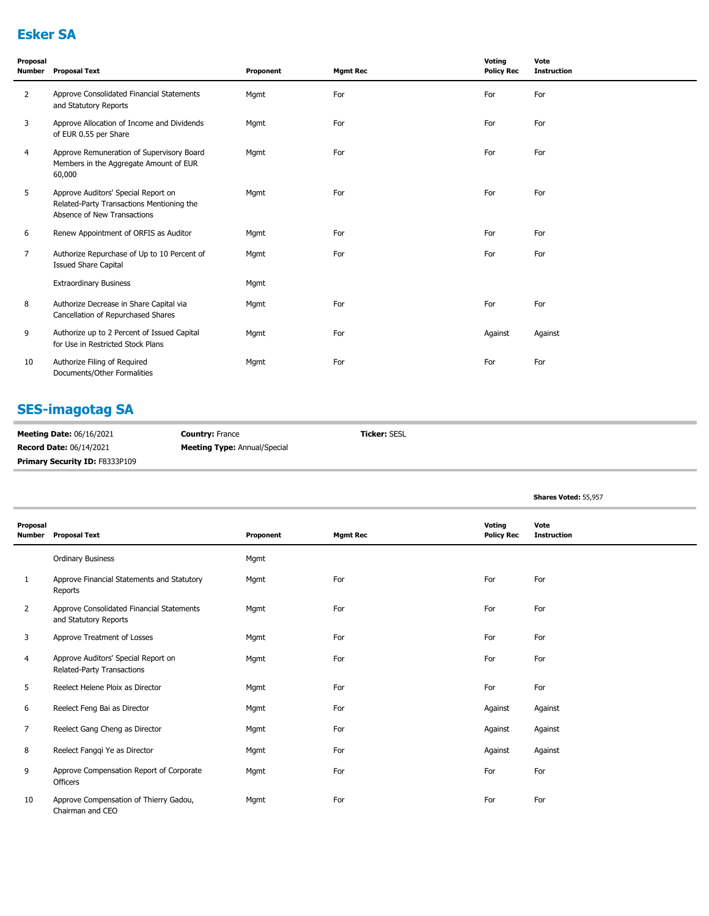## Esker SA

| Proposal Number | Proposal Text | Proponent | Mgmt Rec | Voting Policy Rec | Vote Instruction |
|---|---|---|---|---|---|
| 2 | Approve Consolidated Financial Statements and Statutory Reports | Mgmt | For | For | For |
| 3 | Approve Allocation of Income and Dividends of EUR 0.55 per Share | Mgmt | For | For | For |
| 4 | Approve Remuneration of Supervisory Board Members in the Aggregate Amount of EUR 60,000 | Mgmt | For | For | For |
| 5 | Approve Auditors' Special Report on Related-Party Transactions Mentioning the Absence of New Transactions | Mgmt | For | For | For |
| 6 | Renew Appointment of ORFIS as Auditor | Mgmt | For | For | For |
| 7 | Authorize Repurchase of Up to 10 Percent of Issued Share Capital | Mgmt | For | For | For |
| | Extraordinary Business | Mgmt | | | |
| 8 | Authorize Decrease in Share Capital via Cancellation of Repurchased Shares | Mgmt | For | For | For |
| 9 | Authorize up to 2 Percent of Issued Capital for Use in Restricted Stock Plans | Mgmt | For | Against | Against |
| 10 | Authorize Filing of Required Documents/Other Formalities | Mgmt | For | For | For |

## SES-imagotag SA

**Meeting Date:** 06/16/2021 **Country:** France **Ticker:** SESL

**Record Date:** 06/14/2021 **Meeting Type:** Annual/Special

**Primary Security ID:** F8333P109

**Shares Voted:** 55,957

| Proposal Number | Proposal Text | Proponent | Mgmt Rec | Voting Policy Rec | Vote Instruction |
|---|---|---|---|---|---|
| | Ordinary Business | Mgmt | | | |
| 1 | Approve Financial Statements and Statutory Reports | Mgmt | For | For | For |
| 2 | Approve Consolidated Financial Statements and Statutory Reports | Mgmt | For | For | For |
| 3 | Approve Treatment of Losses | Mgmt | For | For | For |
| 4 | Approve Auditors' Special Report on Related-Party Transactions | Mgmt | For | For | For |
| 5 | Reelect Helene Ploix as Director | Mgmt | For | For | For |
| 6 | Reelect Feng Bai as Director | Mgmt | For | Against | Against |
| 7 | Reelect Gang Cheng as Director | Mgmt | For | Against | Against |
| 8 | Reelect Fangqi Ye as Director | Mgmt | For | Against | Against |
| 9 | Approve Compensation Report of Corporate Officers | Mgmt | For | For | For |
| 10 | Approve Compensation of Thierry Gadou, Chairman and CEO | Mgmt | For | For | For |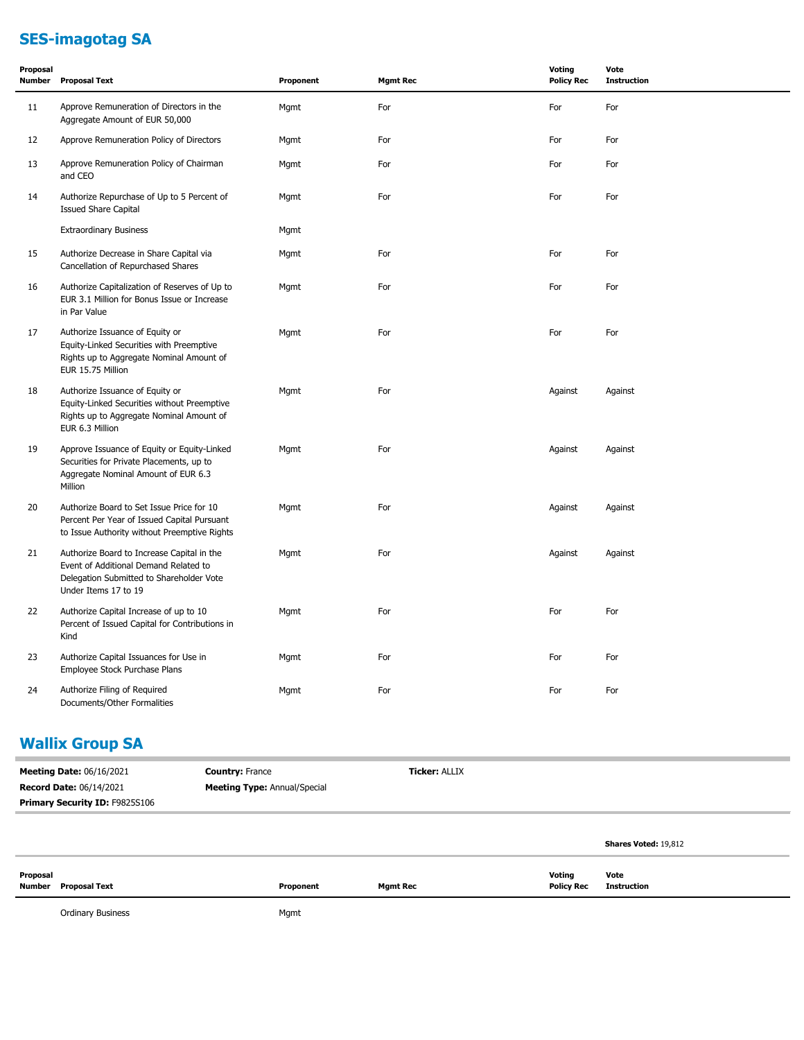## SES-imagotag SA

| Proposal Number | Proposal Text | Proponent | Mgmt Rec | Voting Policy Rec | Vote Instruction |
|---|---|---|---|---|---|
| 11 | Approve Remuneration of Directors in the Aggregate Amount of EUR 50,000 | Mgmt | For | For | For |
| 12 | Approve Remuneration Policy of Directors | Mgmt | For | For | For |
| 13 | Approve Remuneration Policy of Chairman and CEO | Mgmt | For | For | For |
| 14 | Authorize Repurchase of Up to 5 Percent of Issued Share Capital | Mgmt | For | For | For |
| | Extraordinary Business | Mgmt | | | |
| 15 | Authorize Decrease in Share Capital via Cancellation of Repurchased Shares | Mgmt | For | For | For |
| 16 | Authorize Capitalization of Reserves of Up to EUR 3.1 Million for Bonus Issue or Increase in Par Value | Mgmt | For | For | For |
| 17 | Authorize Issuance of Equity or Equity-Linked Securities with Preemptive Rights up to Aggregate Nominal Amount of EUR 15.75 Million | Mgmt | For | For | For |
| 18 | Authorize Issuance of Equity or Equity-Linked Securities without Preemptive Rights up to Aggregate Nominal Amount of EUR 6.3 Million | Mgmt | For | Against | Against |
| 19 | Approve Issuance of Equity or Equity-Linked Securities for Private Placements, up to Aggregate Nominal Amount of EUR 6.3 Million | Mgmt | For | Against | Against |
| 20 | Authorize Board to Set Issue Price for 10 Percent Per Year of Issued Capital Pursuant to Issue Authority without Preemptive Rights | Mgmt | For | Against | Against |
| 21 | Authorize Board to Increase Capital in the Event of Additional Demand Related to Delegation Submitted to Shareholder Vote Under Items 17 to 19 | Mgmt | For | Against | Against |
| 22 | Authorize Capital Increase of up to 10 Percent of Issued Capital for Contributions in Kind | Mgmt | For | For | For |
| 23 | Authorize Capital Issuances for Use in Employee Stock Purchase Plans | Mgmt | For | For | For |
| 24 | Authorize Filing of Required Documents/Other Formalities | Mgmt | For | For | For |

## Wallix Group SA

**Meeting Date:** 06/16/2021 **Country:** France **Ticker:** ALLIX

**Record Date:** 06/14/2021 **Meeting Type:** Annual/Special

**Primary Security ID:** F9825S106

**Shares Voted:** 19,812

| Proposal Number | Proposal Text | Proponent | Mgmt Rec | Voting Policy Rec | Vote Instruction |
|---|---|---|---|---|---|
| | Ordinary Business | Mgmt | | | |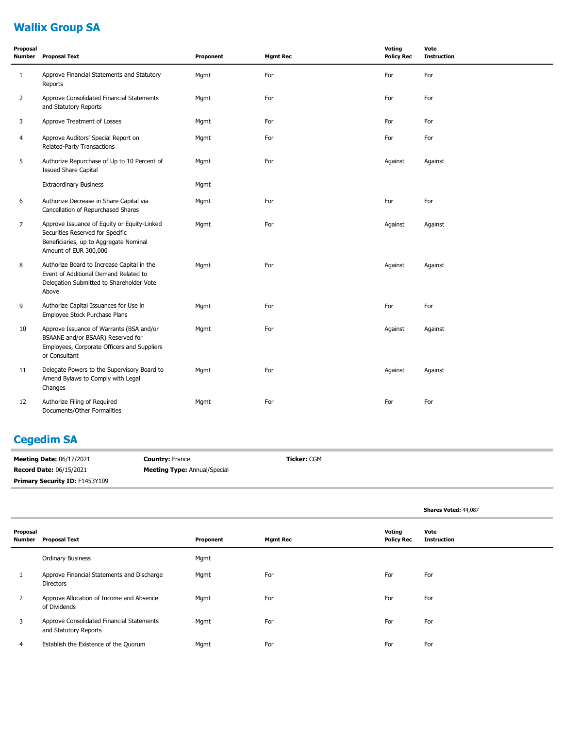## Wallix Group SA

| Proposal Number | Proposal Text | Proponent | Mgmt Rec | Voting Policy Rec | Vote Instruction |
|---|---|---|---|---|---|
| 1 | Approve Financial Statements and Statutory Reports | Mgmt | For | For | For |
| 2 | Approve Consolidated Financial Statements and Statutory Reports | Mgmt | For | For | For |
| 3 | Approve Treatment of Losses | Mgmt | For | For | For |
| 4 | Approve Auditors' Special Report on Related-Party Transactions | Mgmt | For | For | For |
| 5 | Authorize Repurchase of Up to 10 Percent of Issued Share Capital | Mgmt | For | Against | Against |
| | Extraordinary Business | Mgmt | | | |
| 6 | Authorize Decrease in Share Capital via Cancellation of Repurchased Shares | Mgmt | For | For | For |
| 7 | Approve Issuance of Equity or Equity-Linked Securities Reserved for Specific Beneficiaries, up to Aggregate Nominal Amount of EUR 300,000 | Mgmt | For | Against | Against |
| 8 | Authorize Board to Increase Capital in the Event of Additional Demand Related to Delegation Submitted to Shareholder Vote Above | Mgmt | For | Against | Against |
| 9 | Authorize Capital Issuances for Use in Employee Stock Purchase Plans | Mgmt | For | For | For |
| 10 | Approve Issuance of Warrants (BSA and/or BSAANE and/or BSAAR) Reserved for Employees, Corporate Officers and Suppliers or Consultant | Mgmt | For | Against | Against |
| 11 | Delegate Powers to the Supervisory Board to Amend Bylaws to Comply with Legal Changes | Mgmt | For | Against | Against |
| 12 | Authorize Filing of Required Documents/Other Formalities | Mgmt | For | For | For |

## Cegedim SA

**Meeting Date:** 06/17/2021
**Record Date:** 06/15/2021
**Primary Security ID:** F1453Y109
**Country:** France
**Meeting Type:** Annual/Special
**Ticker:** CGM

**Shares Voted:** 44,087

| Proposal Number | Proposal Text | Proponent | Mgmt Rec | Voting Policy Rec | Vote Instruction |
|---|---|---|---|---|---|
| | Ordinary Business | Mgmt | | | |
| 1 | Approve Financial Statements and Discharge Directors | Mgmt | For | For | For |
| 2 | Approve Allocation of Income and Absence of Dividends | Mgmt | For | For | For |
| 3 | Approve Consolidated Financial Statements and Statutory Reports | Mgmt | For | For | For |
| 4 | Establish the Existence of the Quorum | Mgmt | For | For | For |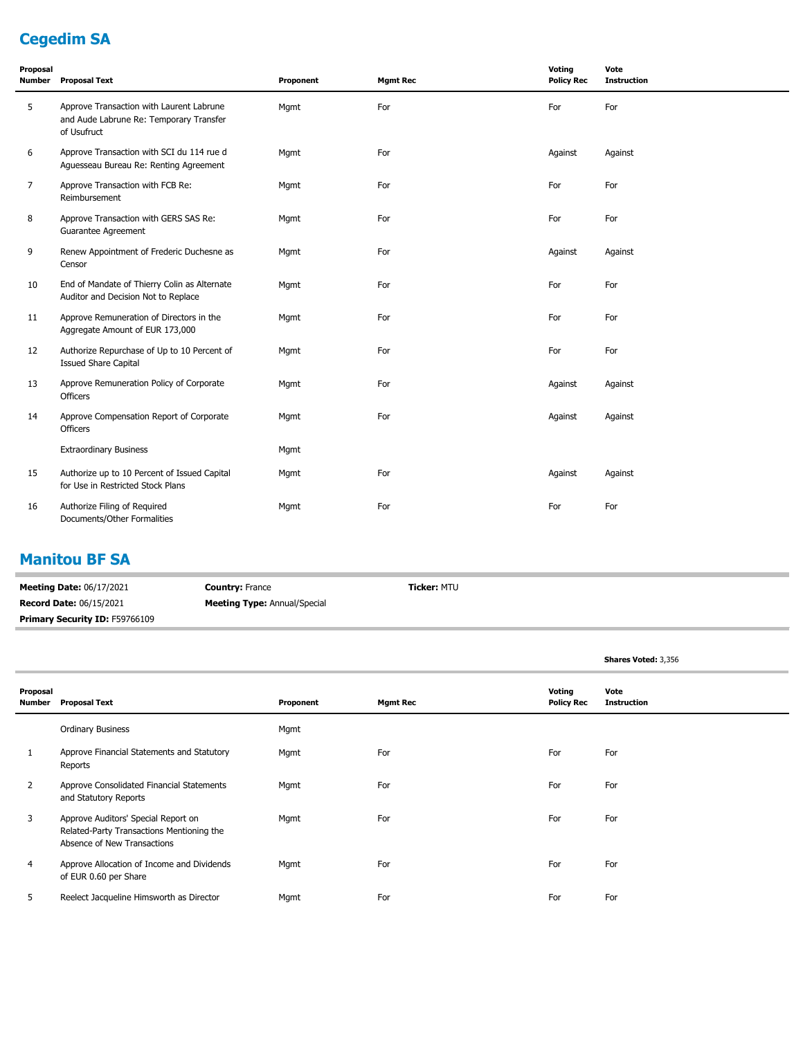## Cegedim SA

| Proposal Number | Proposal Text | Proponent | Mgmt Rec | Voting Policy Rec | Vote Instruction |
|---|---|---|---|---|---|
| 5 | Approve Transaction with Laurent Labrune and Aude Labrune Re: Temporary Transfer of Usufruct | Mgmt | For | For | For |
| 6 | Approve Transaction with SCI du 114 rue d Aguesseau Bureau Re: Renting Agreement | Mgmt | For | Against | Against |
| 7 | Approve Transaction with FCB Re: Reimbursement | Mgmt | For | For | For |
| 8 | Approve Transaction with GERS SAS Re: Guarantee Agreement | Mgmt | For | For | For |
| 9 | Renew Appointment of Frederic Duchesne as Censor | Mgmt | For | Against | Against |
| 10 | End of Mandate of Thierry Colin as Alternate Auditor and Decision Not to Replace | Mgmt | For | For | For |
| 11 | Approve Remuneration of Directors in the Aggregate Amount of EUR 173,000 | Mgmt | For | For | For |
| 12 | Authorize Repurchase of Up to 10 Percent of Issued Share Capital | Mgmt | For | For | For |
| 13 | Approve Remuneration Policy of Corporate Officers | Mgmt | For | Against | Against |
| 14 | Approve Compensation Report of Corporate Officers | Mgmt | For | Against | Against |
| | Extraordinary Business | Mgmt | | | |
| 15 | Authorize up to 10 Percent of Issued Capital for Use in Restricted Stock Plans | Mgmt | For | Against | Against |
| 16 | Authorize Filing of Required Documents/Other Formalities | Mgmt | For | For | For |

## Manitou BF SA

**Meeting Date:** 06/17/2021 **Country:** France **Ticker:** MTU

**Record Date:** 06/15/2021 **Meeting Type:** Annual/Special

**Primary Security ID:** F59766109

**Shares Voted:** 3,356

| Proposal Number | Proposal Text | Proponent | Mgmt Rec | Voting Policy Rec | Vote Instruction |
|---|---|---|---|---|---|
| | Ordinary Business | Mgmt | | | |
| 1 | Approve Financial Statements and Statutory Reports | Mgmt | For | For | For |
| 2 | Approve Consolidated Financial Statements and Statutory Reports | Mgmt | For | For | For |
| 3 | Approve Auditors' Special Report on Related-Party Transactions Mentioning the Absence of New Transactions | Mgmt | For | For | For |
| 4 | Approve Allocation of Income and Dividends of EUR 0.60 per Share | Mgmt | For | For | For |
| 5 | Reelect Jacqueline Himsworth as Director | Mgmt | For | For | For |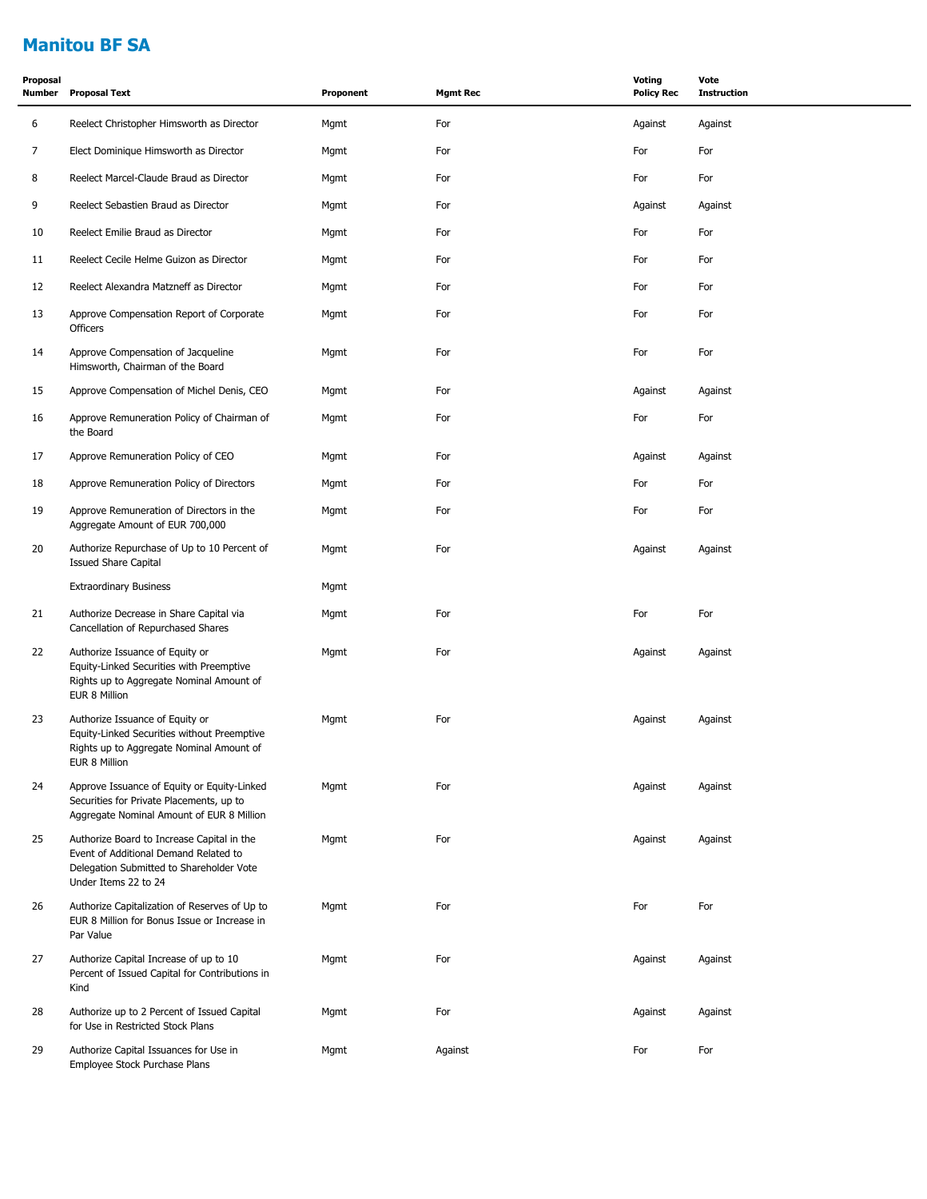# Manitou BF SA

| Proposal Number | Proposal Text | Proponent | Mgmt Rec | Voting Policy Rec | Vote Instruction |
|---|---|---|---|---|---|
| 6 | Reelect Christopher Himsworth as Director | Mgmt | For | Against | Against |
| 7 | Elect Dominique Himsworth as Director | Mgmt | For | For | For |
| 8 | Reelect Marcel-Claude Braud as Director | Mgmt | For | For | For |
| 9 | Reelect Sebastien Braud as Director | Mgmt | For | Against | Against |
| 10 | Reelect Emilie Braud as Director | Mgmt | For | For | For |
| 11 | Reelect Cecile Helme Guizon as Director | Mgmt | For | For | For |
| 12 | Reelect Alexandra Matzneff as Director | Mgmt | For | For | For |
| 13 | Approve Compensation Report of Corporate Officers | Mgmt | For | For | For |
| 14 | Approve Compensation of Jacqueline Himsworth, Chairman of the Board | Mgmt | For | For | For |
| 15 | Approve Compensation of Michel Denis, CEO | Mgmt | For | Against | Against |
| 16 | Approve Remuneration Policy of Chairman of the Board | Mgmt | For | For | For |
| 17 | Approve Remuneration Policy of CEO | Mgmt | For | Against | Against |
| 18 | Approve Remuneration Policy of Directors | Mgmt | For | For | For |
| 19 | Approve Remuneration of Directors in the Aggregate Amount of EUR 700,000 | Mgmt | For | For | For |
| 20 | Authorize Repurchase of Up to 10 Percent of Issued Share Capital | Mgmt | For | Against | Against |
| | Extraordinary Business | Mgmt | | | |
| 21 | Authorize Decrease in Share Capital via Cancellation of Repurchased Shares | Mgmt | For | For | For |
| 22 | Authorize Issuance of Equity or Equity-Linked Securities with Preemptive Rights up to Aggregate Nominal Amount of EUR 8 Million | Mgmt | For | Against | Against |
| 23 | Authorize Issuance of Equity or Equity-Linked Securities without Preemptive Rights up to Aggregate Nominal Amount of EUR 8 Million | Mgmt | For | Against | Against |
| 24 | Approve Issuance of Equity or Equity-Linked Securities for Private Placements, up to Aggregate Nominal Amount of EUR 8 Million | Mgmt | For | Against | Against |
| 25 | Authorize Board to Increase Capital in the Event of Additional Demand Related to Delegation Submitted to Shareholder Vote Under Items 22 to 24 | Mgmt | For | Against | Against |
| 26 | Authorize Capitalization of Reserves of Up to EUR 8 Million for Bonus Issue or Increase in Par Value | Mgmt | For | For | For |
| 27 | Authorize Capital Increase of up to 10 Percent of Issued Capital for Contributions in Kind | Mgmt | For | Against | Against |
| 28 | Authorize up to 2 Percent of Issued Capital for Use in Restricted Stock Plans | Mgmt | For | Against | Against |
| 29 | Authorize Capital Issuances for Use in Employee Stock Purchase Plans | Mgmt | Against | For | For |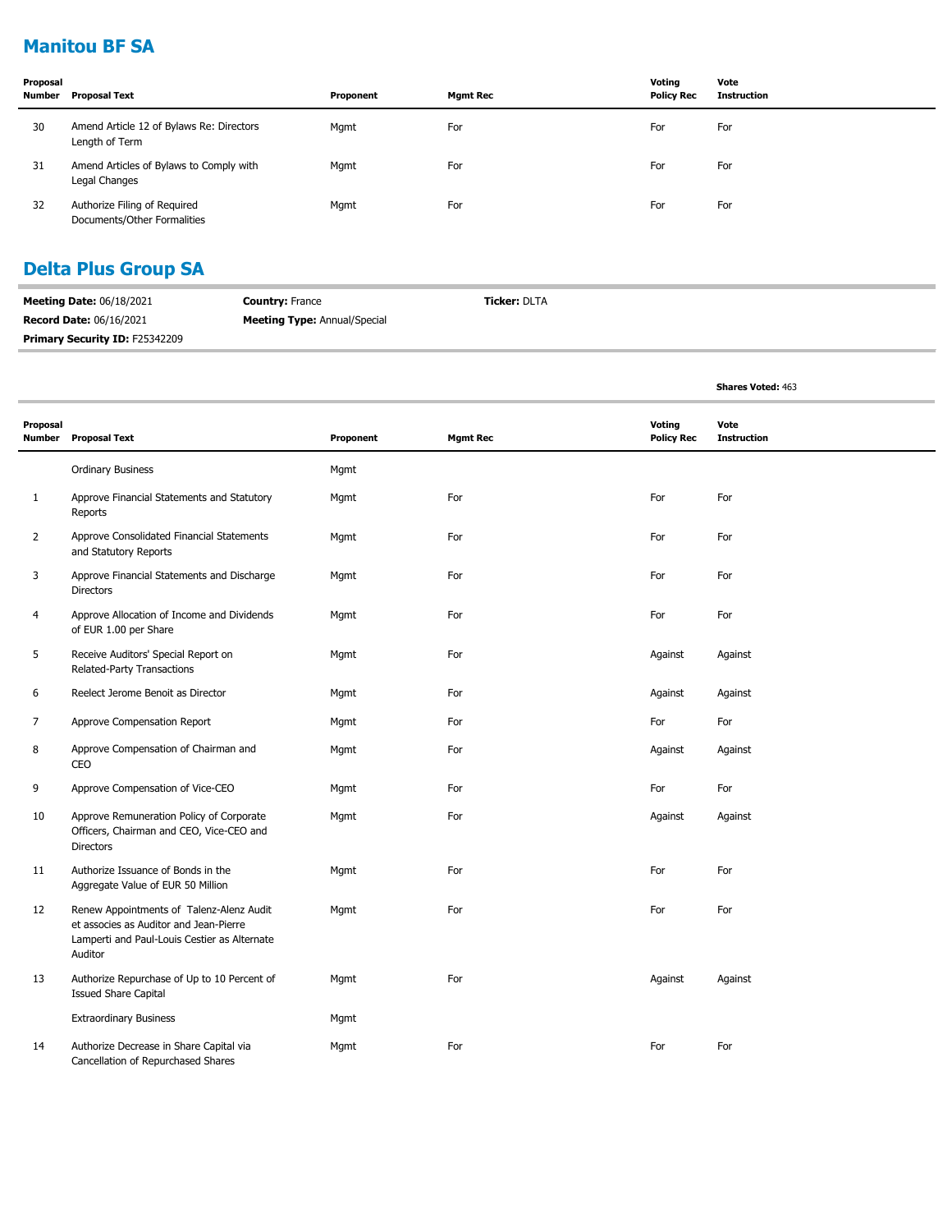## Manitou BF SA

| Proposal Number | Proposal Text | Proponent | Mgmt Rec | Voting Policy Rec | Vote Instruction |
|---|---|---|---|---|---|
| 30 | Amend Article 12 of Bylaws Re: Directors Length of Term | Mgmt | For | For | For |
| 31 | Amend Articles of Bylaws to Comply with Legal Changes | Mgmt | For | For | For |
| 32 | Authorize Filing of Required Documents/Other Formalities | Mgmt | For | For | For |

## Delta Plus Group SA

**Meeting Date:** 06/18/2021 **Country:** France **Ticker:** DLTA

**Record Date:** 06/16/2021 **Meeting Type:** Annual/Special

**Primary Security ID:** F25342209

**Shares Voted:** 463

| Proposal Number | Proposal Text | Proponent | Mgmt Rec | Voting Policy Rec | Vote Instruction |
|---|---|---|---|---|---|
| | Ordinary Business | Mgmt | | | |
| 1 | Approve Financial Statements and Statutory Reports | Mgmt | For | For | For |
| 2 | Approve Consolidated Financial Statements and Statutory Reports | Mgmt | For | For | For |
| 3 | Approve Financial Statements and Discharge Directors | Mgmt | For | For | For |
| 4 | Approve Allocation of Income and Dividends of EUR 1.00 per Share | Mgmt | For | For | For |
| 5 | Receive Auditors' Special Report on Related-Party Transactions | Mgmt | For | Against | Against |
| 6 | Reelect Jerome Benoit as Director | Mgmt | For | Against | Against |
| 7 | Approve Compensation Report | Mgmt | For | For | For |
| 8 | Approve Compensation of Chairman and CEO | Mgmt | For | Against | Against |
| 9 | Approve Compensation of Vice-CEO | Mgmt | For | For | For |
| 10 | Approve Remuneration Policy of Corporate Officers, Chairman and CEO, Vice-CEO and Directors | Mgmt | For | Against | Against |
| 11 | Authorize Issuance of Bonds in the Aggregate Value of EUR 50 Million | Mgmt | For | For | For |
| 12 | Renew Appointments of Talenz-Alenz Audit et associes as Auditor and Jean-Pierre Lamperti and Paul-Louis Cestier as Alternate Auditor | Mgmt | For | For | For |
| 13 | Authorize Repurchase of Up to 10 Percent of Issued Share Capital | Mgmt | For | Against | Against |
| | Extraordinary Business | Mgmt | | | |
| 14 | Authorize Decrease in Share Capital via Cancellation of Repurchased Shares | Mgmt | For | For | For |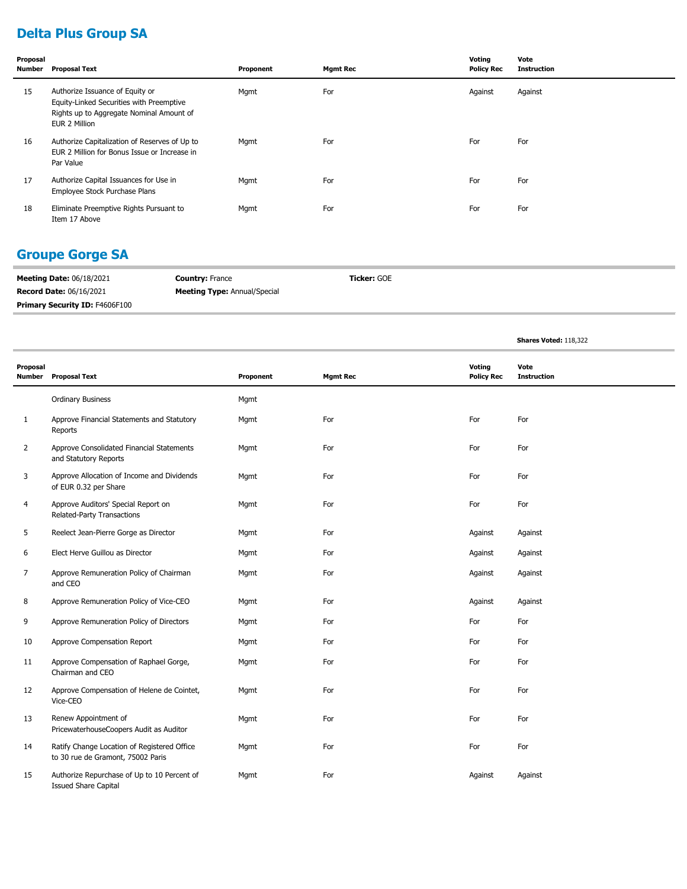## Delta Plus Group SA

| Proposal Number | Proposal Text | Proponent | Mgmt Rec | Voting Policy Rec | Vote Instruction |
|---|---|---|---|---|---|
| 15 | Authorize Issuance of Equity or Equity-Linked Securities with Preemptive Rights up to Aggregate Nominal Amount of EUR 2 Million | Mgmt | For | Against | Against |
| 16 | Authorize Capitalization of Reserves of Up to EUR 2 Million for Bonus Issue or Increase in Par Value | Mgmt | For | For | For |
| 17 | Authorize Capital Issuances for Use in Employee Stock Purchase Plans | Mgmt | For | For | For |
| 18 | Eliminate Preemptive Rights Pursuant to Item 17 Above | Mgmt | For | For | For |

## Groupe Gorge SA

**Meeting Date:** 06/18/2021
**Country:** France
**Ticker:** GOE
**Record Date:** 06/16/2021
**Meeting Type:** Annual/Special
**Primary Security ID:** F4606F100

**Shares Voted:** 118,322

| Proposal Number | Proposal Text | Proponent | Mgmt Rec | Voting Policy Rec | Vote Instruction |
|---|---|---|---|---|---|
| | Ordinary Business | Mgmt | | | |
| 1 | Approve Financial Statements and Statutory Reports | Mgmt | For | For | For |
| 2 | Approve Consolidated Financial Statements and Statutory Reports | Mgmt | For | For | For |
| 3 | Approve Allocation of Income and Dividends of EUR 0.32 per Share | Mgmt | For | For | For |
| 4 | Approve Auditors' Special Report on Related-Party Transactions | Mgmt | For | For | For |
| 5 | Reelect Jean-Pierre Gorge as Director | Mgmt | For | Against | Against |
| 6 | Elect Herve Guillou as Director | Mgmt | For | Against | Against |
| 7 | Approve Remuneration Policy of Chairman and CEO | Mgmt | For | Against | Against |
| 8 | Approve Remuneration Policy of Vice-CEO | Mgmt | For | Against | Against |
| 9 | Approve Remuneration Policy of Directors | Mgmt | For | For | For |
| 10 | Approve Compensation Report | Mgmt | For | For | For |
| 11 | Approve Compensation of Raphael Gorge, Chairman and CEO | Mgmt | For | For | For |
| 12 | Approve Compensation of Helene de Cointet, Vice-CEO | Mgmt | For | For | For |
| 13 | Renew Appointment of PricewaterhouseCoopers Audit as Auditor | Mgmt | For | For | For |
| 14 | Ratify Change Location of Registered Office to 30 rue de Gramont, 75002 Paris | Mgmt | For | For | For |
| 15 | Authorize Repurchase of Up to 10 Percent of Issued Share Capital | Mgmt | For | Against | Against |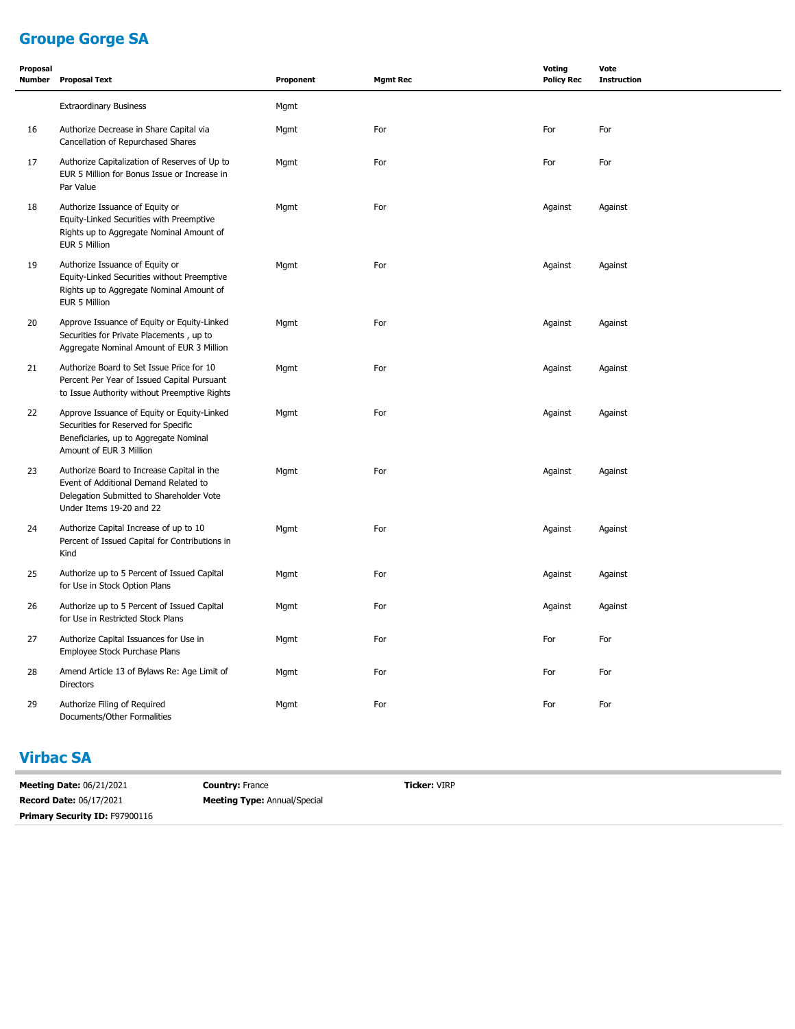## Groupe Gorge SA

| Proposal Number | Proposal Text | Proponent | Mgmt Rec | Voting Policy Rec | Vote Instruction |
|---|---|---|---|---|---|
| | Extraordinary Business | Mgmt | | | |
| 16 | Authorize Decrease in Share Capital via Cancellation of Repurchased Shares | Mgmt | For | For | For |
| 17 | Authorize Capitalization of Reserves of Up to EUR 5 Million for Bonus Issue or Increase in Par Value | Mgmt | For | For | For |
| 18 | Authorize Issuance of Equity or Equity-Linked Securities with Preemptive Rights up to Aggregate Nominal Amount of EUR 5 Million | Mgmt | For | Against | Against |
| 19 | Authorize Issuance of Equity or Equity-Linked Securities without Preemptive Rights up to Aggregate Nominal Amount of EUR 5 Million | Mgmt | For | Against | Against |
| 20 | Approve Issuance of Equity or Equity-Linked Securities for Private Placements , up to Aggregate Nominal Amount of EUR 3 Million | Mgmt | For | Against | Against |
| 21 | Authorize Board to Set Issue Price for 10 Percent Per Year of Issued Capital Pursuant to Issue Authority without Preemptive Rights | Mgmt | For | Against | Against |
| 22 | Approve Issuance of Equity or Equity-Linked Securities for Reserved for Specific Beneficiaries, up to Aggregate Nominal Amount of EUR 3 Million | Mgmt | For | Against | Against |
| 23 | Authorize Board to Increase Capital in the Event of Additional Demand Related to Delegation Submitted to Shareholder Vote Under Items 19-20 and 22 | Mgmt | For | Against | Against |
| 24 | Authorize Capital Increase of up to 10 Percent of Issued Capital for Contributions in Kind | Mgmt | For | Against | Against |
| 25 | Authorize up to 5 Percent of Issued Capital for Use in Stock Option Plans | Mgmt | For | Against | Against |
| 26 | Authorize up to 5 Percent of Issued Capital for Use in Restricted Stock Plans | Mgmt | For | Against | Against |
| 27 | Authorize Capital Issuances for Use in Employee Stock Purchase Plans | Mgmt | For | For | For |
| 28 | Amend Article 13 of Bylaws Re: Age Limit of Directors | Mgmt | For | For | For |
| 29 | Authorize Filing of Required Documents/Other Formalities | Mgmt | For | For | For |

## Virbac SA

**Meeting Date:** 06/21/2021 **Country:** France **Ticker:** VIRP

**Record Date:** 06/17/2021 **Meeting Type:** Annual/Special

**Primary Security ID:** F97900116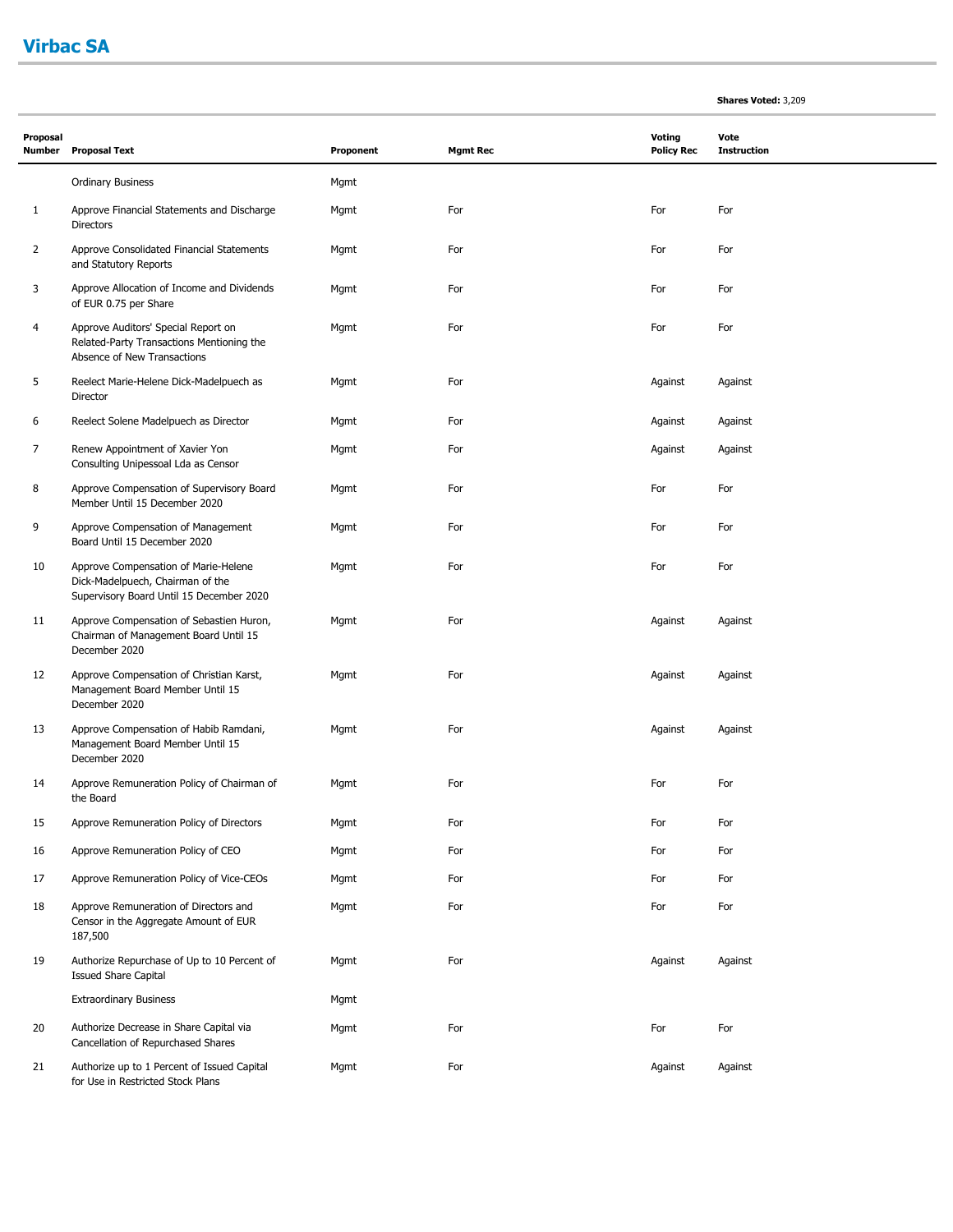## Virbac SA

**Shares Voted:** 3,209

| Proposal Number | Proposal Text | Proponent | Mgmt Rec | Voting Policy Rec | Vote Instruction |
|---|---|---|---|---|---|
| | Ordinary Business | Mgmt | | | |
| 1 | Approve Financial Statements and Discharge Directors | Mgmt | For | For | For |
| 2 | Approve Consolidated Financial Statements and Statutory Reports | Mgmt | For | For | For |
| 3 | Approve Allocation of Income and Dividends of EUR 0.75 per Share | Mgmt | For | For | For |
| 4 | Approve Auditors' Special Report on Related-Party Transactions Mentioning the Absence of New Transactions | Mgmt | For | For | For |
| 5 | Reelect Marie-Helene Dick-Madelpuech as Director | Mgmt | For | Against | Against |
| 6 | Reelect Solene Madelpuech as Director | Mgmt | For | Against | Against |
| 7 | Renew Appointment of Xavier Yon Consulting Unipessoal Lda as Censor | Mgmt | For | Against | Against |
| 8 | Approve Compensation of Supervisory Board Member Until 15 December 2020 | Mgmt | For | For | For |
| 9 | Approve Compensation of Management Board Until 15 December 2020 | Mgmt | For | For | For |
| 10 | Approve Compensation of Marie-Helene Dick-Madelpuech, Chairman of the Supervisory Board Until 15 December 2020 | Mgmt | For | For | For |
| 11 | Approve Compensation of Sebastien Huron, Chairman of Management Board Until 15 December 2020 | Mgmt | For | Against | Against |
| 12 | Approve Compensation of Christian Karst, Management Board Member Until 15 December 2020 | Mgmt | For | Against | Against |
| 13 | Approve Compensation of Habib Ramdani, Management Board Member Until 15 December 2020 | Mgmt | For | Against | Against |
| 14 | Approve Remuneration Policy of Chairman of the Board | Mgmt | For | For | For |
| 15 | Approve Remuneration Policy of Directors | Mgmt | For | For | For |
| 16 | Approve Remuneration Policy of CEO | Mgmt | For | For | For |
| 17 | Approve Remuneration Policy of Vice-CEOs | Mgmt | For | For | For |
| 18 | Approve Remuneration of Directors and Censor in the Aggregate Amount of EUR 187,500 | Mgmt | For | For | For |
| 19 | Authorize Repurchase of Up to 10 Percent of Issued Share Capital | Mgmt | For | Against | Against |
| | Extraordinary Business | Mgmt | | | |
| 20 | Authorize Decrease in Share Capital via Cancellation of Repurchased Shares | Mgmt | For | For | For |
| 21 | Authorize up to 1 Percent of Issued Capital for Use in Restricted Stock Plans | Mgmt | For | Against | Against |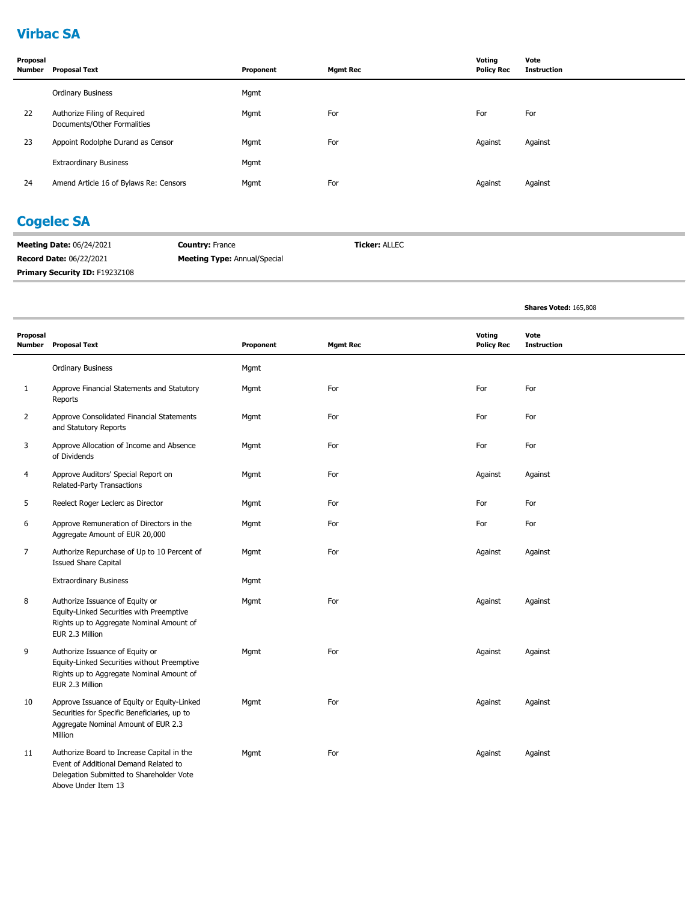## Virbac SA

| Proposal Number | Proposal Text | Proponent | Mgmt Rec | Voting Policy Rec | Vote Instruction |
|---|---|---|---|---|---|
| | Ordinary Business | Mgmt | | | |
| 22 | Authorize Filing of Required Documents/Other Formalities | Mgmt | For | For | For |
| 23 | Appoint Rodolphe Durand as Censor | Mgmt | For | Against | Against |
| | Extraordinary Business | Mgmt | | | |
| 24 | Amend Article 16 of Bylaws Re: Censors | Mgmt | For | Against | Against |

## Cogelec SA

**Meeting Date:** 06/24/2021 **Country:** France **Ticker:** ALLEC

**Record Date:** 06/22/2021 **Meeting Type:** Annual/Special

**Primary Security ID:** F1923Z108

**Shares Voted:** 165,808

| Proposal Number | Proposal Text | Proponent | Mgmt Rec | Voting Policy Rec | Vote Instruction |
|---|---|---|---|---|---|
| | Ordinary Business | Mgmt | | | |
| 1 | Approve Financial Statements and Statutory Reports | Mgmt | For | For | For |
| 2 | Approve Consolidated Financial Statements and Statutory Reports | Mgmt | For | For | For |
| 3 | Approve Allocation of Income and Absence of Dividends | Mgmt | For | For | For |
| 4 | Approve Auditors' Special Report on Related-Party Transactions | Mgmt | For | Against | Against |
| 5 | Reelect Roger Leclerc as Director | Mgmt | For | For | For |
| 6 | Approve Remuneration of Directors in the Aggregate Amount of EUR 20,000 | Mgmt | For | For | For |
| 7 | Authorize Repurchase of Up to 10 Percent of Issued Share Capital | Mgmt | For | Against | Against |
| | Extraordinary Business | Mgmt | | | |
| 8 | Authorize Issuance of Equity or Equity-Linked Securities with Preemptive Rights up to Aggregate Nominal Amount of EUR 2.3 Million | Mgmt | For | Against | Against |
| 9 | Authorize Issuance of Equity or Equity-Linked Securities without Preemptive Rights up to Aggregate Nominal Amount of EUR 2.3 Million | Mgmt | For | Against | Against |
| 10 | Approve Issuance of Equity or Equity-Linked Securities for Specific Beneficiaries, up to Aggregate Nominal Amount of EUR 2.3 Million | Mgmt | For | Against | Against |
| 11 | Authorize Board to Increase Capital in the Event of Additional Demand Related to Delegation Submitted to Shareholder Vote Above Under Item 13 | Mgmt | For | Against | Against |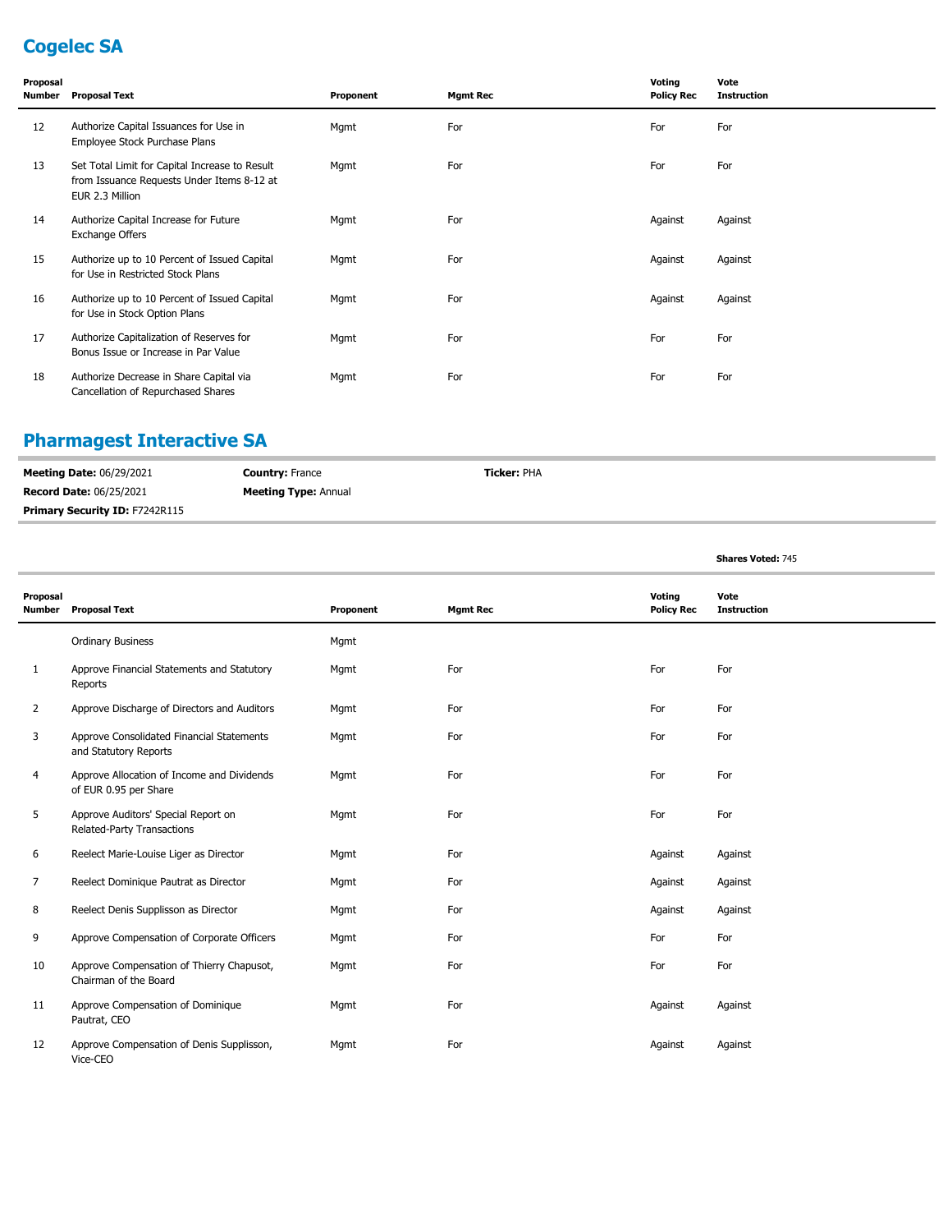## Cogelec SA

| Proposal Number | Proposal Text | Proponent | Mgmt Rec | Voting Policy Rec | Vote Instruction |
|---|---|---|---|---|---|
| 12 | Authorize Capital Issuances for Use in Employee Stock Purchase Plans | Mgmt | For | For | For |
| 13 | Set Total Limit for Capital Increase to Result from Issuance Requests Under Items 8-12 at EUR 2.3 Million | Mgmt | For | For | For |
| 14 | Authorize Capital Increase for Future Exchange Offers | Mgmt | For | Against | Against |
| 15 | Authorize up to 10 Percent of Issued Capital for Use in Restricted Stock Plans | Mgmt | For | Against | Against |
| 16 | Authorize up to 10 Percent of Issued Capital for Use in Stock Option Plans | Mgmt | For | Against | Against |
| 17 | Authorize Capitalization of Reserves for Bonus Issue or Increase in Par Value | Mgmt | For | For | For |
| 18 | Authorize Decrease in Share Capital via Cancellation of Repurchased Shares | Mgmt | For | For | For |

## Pharmagest Interactive SA

**Meeting Date:** 06/29/2021 **Country:** France **Ticker:** PHA

**Record Date:** 06/25/2021 **Meeting Type:** Annual

**Primary Security ID:** F7242R115

**Shares Voted:** 745

| Proposal Number | Proposal Text | Proponent | Mgmt Rec | Voting Policy Rec | Vote Instruction |
|---|---|---|---|---|---|
| | Ordinary Business | Mgmt | | | |
| 1 | Approve Financial Statements and Statutory Reports | Mgmt | For | For | For |
| 2 | Approve Discharge of Directors and Auditors | Mgmt | For | For | For |
| 3 | Approve Consolidated Financial Statements and Statutory Reports | Mgmt | For | For | For |
| 4 | Approve Allocation of Income and Dividends of EUR 0.95 per Share | Mgmt | For | For | For |
| 5 | Approve Auditors' Special Report on Related-Party Transactions | Mgmt | For | For | For |
| 6 | Reelect Marie-Louise Liger as Director | Mgmt | For | Against | Against |
| 7 | Reelect Dominique Pautrat as Director | Mgmt | For | Against | Against |
| 8 | Reelect Denis Supplisson as Director | Mgmt | For | Against | Against |
| 9 | Approve Compensation of Corporate Officers | Mgmt | For | For | For |
| 10 | Approve Compensation of Thierry Chapusot, Chairman of the Board | Mgmt | For | For | For |
| 11 | Approve Compensation of Dominique Pautrat, CEO | Mgmt | For | Against | Against |
| 12 | Approve Compensation of Denis Supplisson, Vice-CEO | Mgmt | For | Against | Against |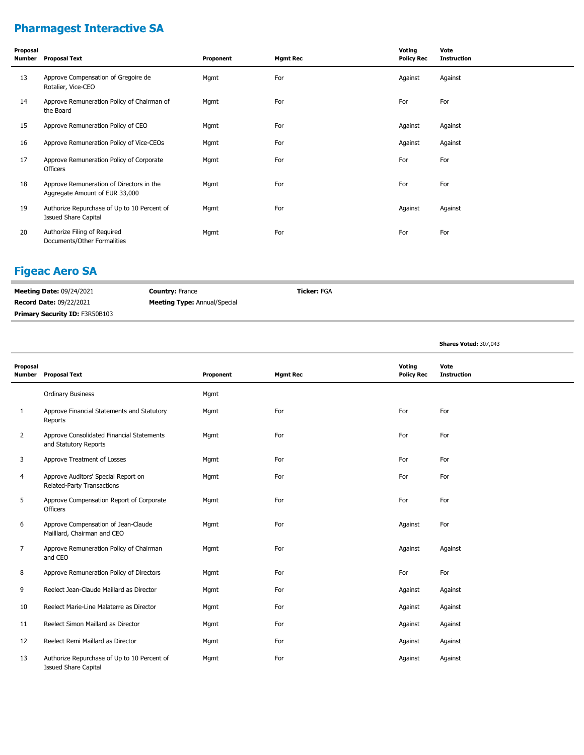## Pharmagest Interactive SA

| Proposal Number | Proposal Text | Proponent | Mgmt Rec | Voting Policy Rec | Vote Instruction |
|---|---|---|---|---|---|
| 13 | Approve Compensation of Gregoire de Rotalier, Vice-CEO | Mgmt | For | Against | Against |
| 14 | Approve Remuneration Policy of Chairman of the Board | Mgmt | For | For | For |
| 15 | Approve Remuneration Policy of CEO | Mgmt | For | Against | Against |
| 16 | Approve Remuneration Policy of Vice-CEOs | Mgmt | For | Against | Against |
| 17 | Approve Remuneration Policy of Corporate Officers | Mgmt | For | For | For |
| 18 | Approve Remuneration of Directors in the Aggregate Amount of EUR 33,000 | Mgmt | For | For | For |
| 19 | Authorize Repurchase of Up to 10 Percent of Issued Share Capital | Mgmt | For | Against | Against |
| 20 | Authorize Filing of Required Documents/Other Formalities | Mgmt | For | For | For |

## Figeac Aero SA

**Meeting Date:** 09/24/2021 **Country:** France **Ticker:** FGA
**Record Date:** 09/22/2021 **Meeting Type:** Annual/Special
**Primary Security ID:** F3R50B103

**Shares Voted:** 307,043

| Proposal Number | Proposal Text | Proponent | Mgmt Rec | Voting Policy Rec | Vote Instruction |
|---|---|---|---|---|---|
| | Ordinary Business | Mgmt | | | |
| 1 | Approve Financial Statements and Statutory Reports | Mgmt | For | For | For |
| 2 | Approve Consolidated Financial Statements and Statutory Reports | Mgmt | For | For | For |
| 3 | Approve Treatment of Losses | Mgmt | For | For | For |
| 4 | Approve Auditors' Special Report on Related-Party Transactions | Mgmt | For | For | For |
| 5 | Approve Compensation Report of Corporate Officers | Mgmt | For | For | For |
| 6 | Approve Compensation of Jean-Claude Mailllard, Chairman and CEO | Mgmt | For | Against | For |
| 7 | Approve Remuneration Policy of Chairman and CEO | Mgmt | For | Against | Against |
| 8 | Approve Remuneration Policy of Directors | Mgmt | For | For | For |
| 9 | Reelect Jean-Claude Maillard as Director | Mgmt | For | Against | Against |
| 10 | Reelect Marie-Line Malaterre as Director | Mgmt | For | Against | Against |
| 11 | Reelect Simon Maillard as Director | Mgmt | For | Against | Against |
| 12 | Reelect Remi Maillard as Director | Mgmt | For | Against | Against |
| 13 | Authorize Repurchase of Up to 10 Percent of Issued Share Capital | Mgmt | For | Against | Against |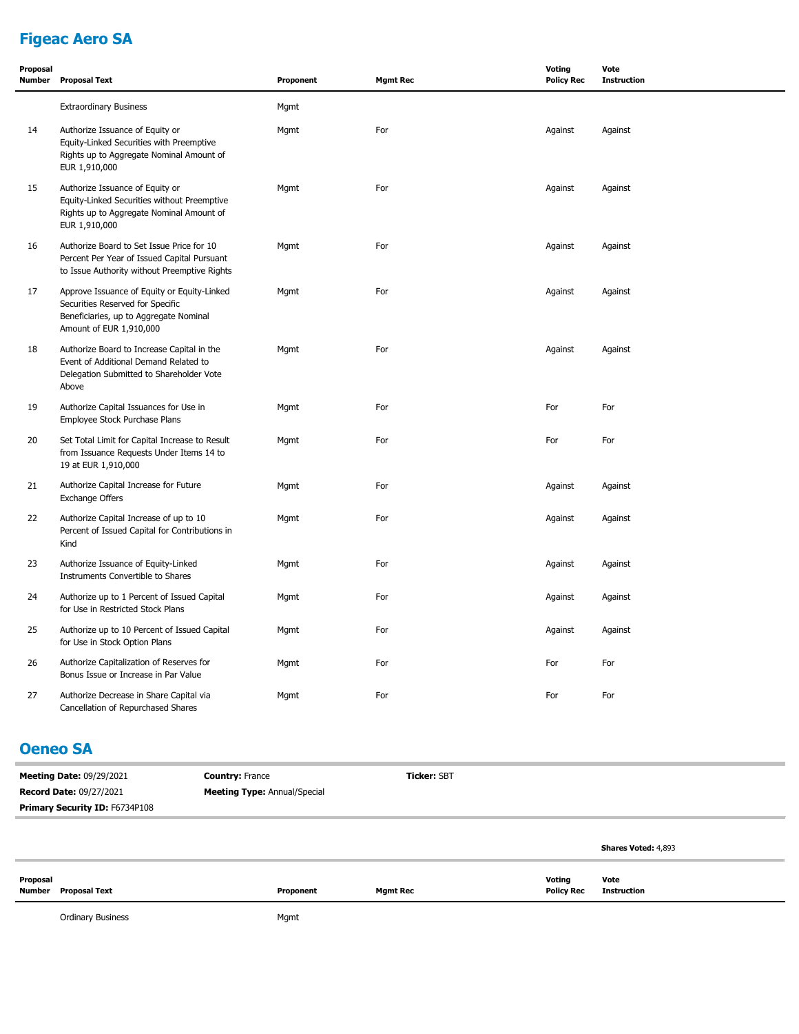## Figeac Aero SA

| Proposal Number | Proposal Text | Proponent | Mgmt Rec | Voting Policy Rec | Vote Instruction |
|---|---|---|---|---|---|
| | Extraordinary Business | Mgmt | | | |
| 14 | Authorize Issuance of Equity or Equity-Linked Securities with Preemptive Rights up to Aggregate Nominal Amount of EUR 1,910,000 | Mgmt | For | Against | Against |
| 15 | Authorize Issuance of Equity or Equity-Linked Securities without Preemptive Rights up to Aggregate Nominal Amount of EUR 1,910,000 | Mgmt | For | Against | Against |
| 16 | Authorize Board to Set Issue Price for 10 Percent Per Year of Issued Capital Pursuant to Issue Authority without Preemptive Rights | Mgmt | For | Against | Against |
| 17 | Approve Issuance of Equity or Equity-Linked Securities Reserved for Specific Beneficiaries, up to Aggregate Nominal Amount of EUR 1,910,000 | Mgmt | For | Against | Against |
| 18 | Authorize Board to Increase Capital in the Event of Additional Demand Related to Delegation Submitted to Shareholder Vote Above | Mgmt | For | Against | Against |
| 19 | Authorize Capital Issuances for Use in Employee Stock Purchase Plans | Mgmt | For | For | For |
| 20 | Set Total Limit for Capital Increase to Result from Issuance Requests Under Items 14 to 19 at EUR 1,910,000 | Mgmt | For | For | For |
| 21 | Authorize Capital Increase for Future Exchange Offers | Mgmt | For | Against | Against |
| 22 | Authorize Capital Increase of up to 10 Percent of Issued Capital for Contributions in Kind | Mgmt | For | Against | Against |
| 23 | Authorize Issuance of Equity-Linked Instruments Convertible to Shares | Mgmt | For | Against | Against |
| 24 | Authorize up to 1 Percent of Issued Capital for Use in Restricted Stock Plans | Mgmt | For | Against | Against |
| 25 | Authorize up to 10 Percent of Issued Capital for Use in Stock Option Plans | Mgmt | For | Against | Against |
| 26 | Authorize Capitalization of Reserves for Bonus Issue or Increase in Par Value | Mgmt | For | For | For |
| 27 | Authorize Decrease in Share Capital via Cancellation of Repurchased Shares | Mgmt | For | For | For |

## Oeneo SA

**Meeting Date:** 09/29/2021 **Country:** France **Ticker:** SBT

**Record Date:** 09/27/2021 **Meeting Type:** Annual/Special

**Primary Security ID:** F6734P108

**Shares Voted:** 4,893

| Proposal Number | Proposal Text | Proponent | Mgmt Rec | Voting Policy Rec | Vote Instruction |
|---|---|---|---|---|---|
| | Ordinary Business | Mgmt | | | |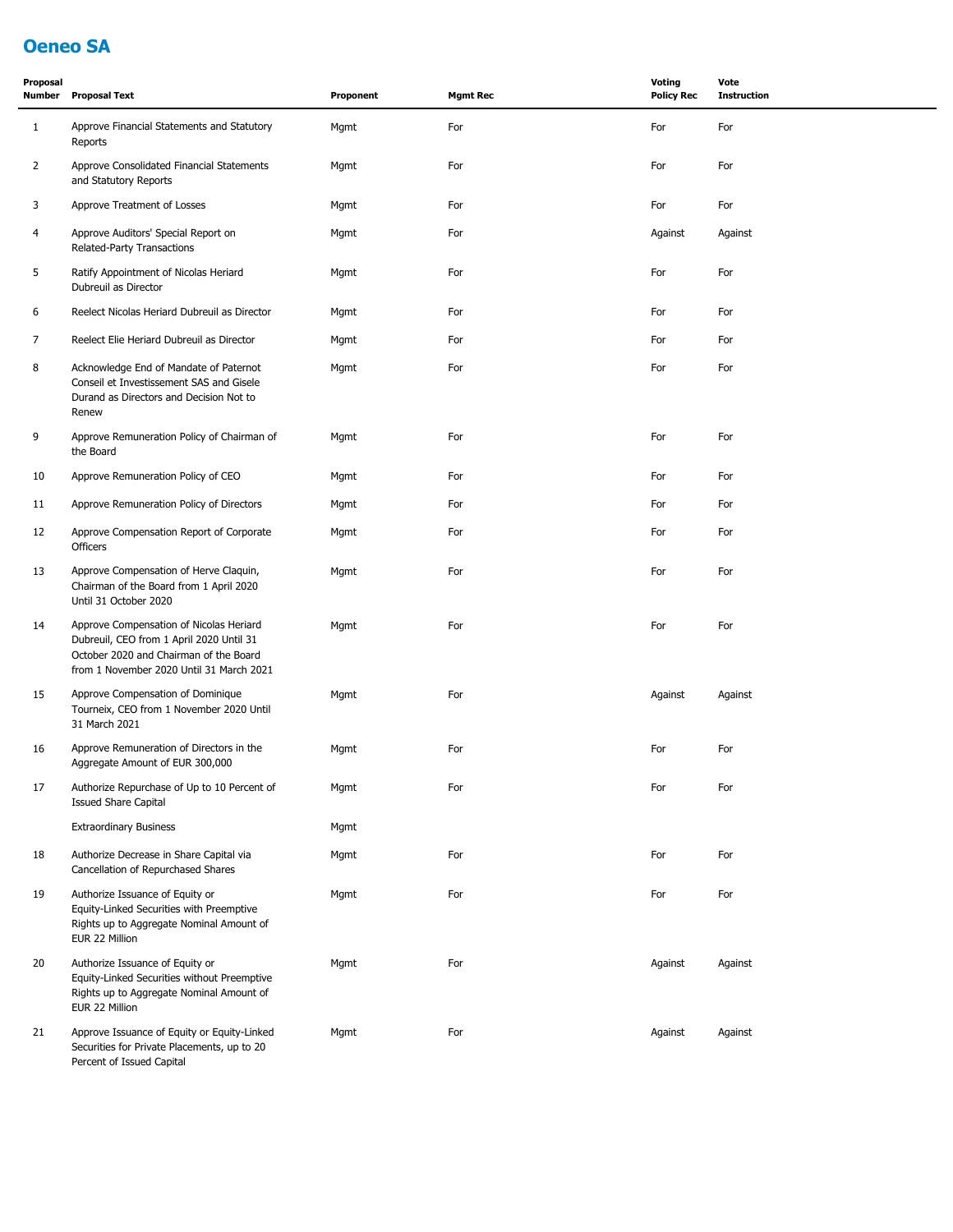## Oeneo SA

| Proposal Number | Proposal Text | Proponent | Mgmt Rec | Voting Policy Rec | Vote Instruction |
|---|---|---|---|---|---|
| 1 | Approve Financial Statements and Statutory Reports | Mgmt | For | For | For |
| 2 | Approve Consolidated Financial Statements and Statutory Reports | Mgmt | For | For | For |
| 3 | Approve Treatment of Losses | Mgmt | For | For | For |
| 4 | Approve Auditors' Special Report on Related-Party Transactions | Mgmt | For | Against | Against |
| 5 | Ratify Appointment of Nicolas Heriard Dubreuil as Director | Mgmt | For | For | For |
| 6 | Reelect Nicolas Heriard Dubreuil as Director | Mgmt | For | For | For |
| 7 | Reelect Elie Heriard Dubreuil as Director | Mgmt | For | For | For |
| 8 | Acknowledge End of Mandate of Paternot Conseil et Investissement SAS and Gisele Durand as Directors and Decision Not to Renew | Mgmt | For | For | For |
| 9 | Approve Remuneration Policy of Chairman of the Board | Mgmt | For | For | For |
| 10 | Approve Remuneration Policy of CEO | Mgmt | For | For | For |
| 11 | Approve Remuneration Policy of Directors | Mgmt | For | For | For |
| 12 | Approve Compensation Report of Corporate Officers | Mgmt | For | For | For |
| 13 | Approve Compensation of Herve Claquin, Chairman of the Board from 1 April 2020 Until 31 October 2020 | Mgmt | For | For | For |
| 14 | Approve Compensation of Nicolas Heriard Dubreuil, CEO from 1 April 2020 Until 31 October 2020 and Chairman of the Board from 1 November 2020 Until 31 March 2021 | Mgmt | For | For | For |
| 15 | Approve Compensation of Dominique Tourneix, CEO from 1 November 2020 Until 31 March 2021 | Mgmt | For | Against | Against |
| 16 | Approve Remuneration of Directors in the Aggregate Amount of EUR 300,000 | Mgmt | For | For | For |
| 17 | Authorize Repurchase of Up to 10 Percent of Issued Share Capital | Mgmt | For | For | For |
| | Extraordinary Business | Mgmt | | | |
| 18 | Authorize Decrease in Share Capital via Cancellation of Repurchased Shares | Mgmt | For | For | For |
| 19 | Authorize Issuance of Equity or Equity-Linked Securities with Preemptive Rights up to Aggregate Nominal Amount of EUR 22 Million | Mgmt | For | For | For |
| 20 | Authorize Issuance of Equity or Equity-Linked Securities without Preemptive Rights up to Aggregate Nominal Amount of EUR 22 Million | Mgmt | For | Against | Against |
| 21 | Approve Issuance of Equity or Equity-Linked Securities for Private Placements, up to 20 Percent of Issued Capital | Mgmt | For | Against | Against |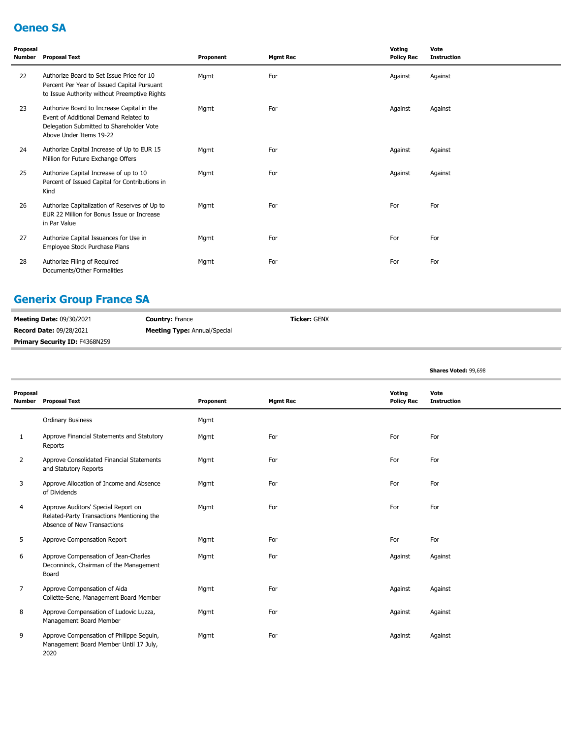## Oeneo SA

| Proposal Number | Proposal Text | Proponent | Mgmt Rec | Voting Policy Rec | Vote Instruction |
|---|---|---|---|---|---|
| 22 | Authorize Board to Set Issue Price for 10 Percent Per Year of Issued Capital Pursuant to Issue Authority without Preemptive Rights | Mgmt | For | Against | Against |
| 23 | Authorize Board to Increase Capital in the Event of Additional Demand Related to Delegation Submitted to Shareholder Vote Above Under Items 19-22 | Mgmt | For | Against | Against |
| 24 | Authorize Capital Increase of Up to EUR 15 Million for Future Exchange Offers | Mgmt | For | Against | Against |
| 25 | Authorize Capital Increase of up to 10 Percent of Issued Capital for Contributions in Kind | Mgmt | For | Against | Against |
| 26 | Authorize Capitalization of Reserves of Up to EUR 22 Million for Bonus Issue or Increase in Par Value | Mgmt | For | For | For |
| 27 | Authorize Capital Issuances for Use in Employee Stock Purchase Plans | Mgmt | For | For | For |
| 28 | Authorize Filing of Required Documents/Other Formalities | Mgmt | For | For | For |

## Generix Group France SA

**Meeting Date:** 09/30/2021 | **Country:** France | **Ticker:** GENX
**Record Date:** 09/28/2021 | **Meeting Type:** Annual/Special
**Primary Security ID:** F4368N259

**Shares Voted:** 99,698

| Proposal Number | Proposal Text | Proponent | Mgmt Rec | Voting Policy Rec | Vote Instruction |
|---|---|---|---|---|---|
| | Ordinary Business | Mgmt | | | |
| 1 | Approve Financial Statements and Statutory Reports | Mgmt | For | For | For |
| 2 | Approve Consolidated Financial Statements and Statutory Reports | Mgmt | For | For | For |
| 3 | Approve Allocation of Income and Absence of Dividends | Mgmt | For | For | For |
| 4 | Approve Auditors' Special Report on Related-Party Transactions Mentioning the Absence of New Transactions | Mgmt | For | For | For |
| 5 | Approve Compensation Report | Mgmt | For | For | For |
| 6 | Approve Compensation of Jean-Charles Deconninck, Chairman of the Management Board | Mgmt | For | Against | Against |
| 7 | Approve Compensation of Aida Collette-Sene, Management Board Member | Mgmt | For | Against | Against |
| 8 | Approve Compensation of Ludovic Luzza, Management Board Member | Mgmt | For | Against | Against |
| 9 | Approve Compensation of Philippe Seguin, Management Board Member Until 17 July, 2020 | Mgmt | For | Against | Against |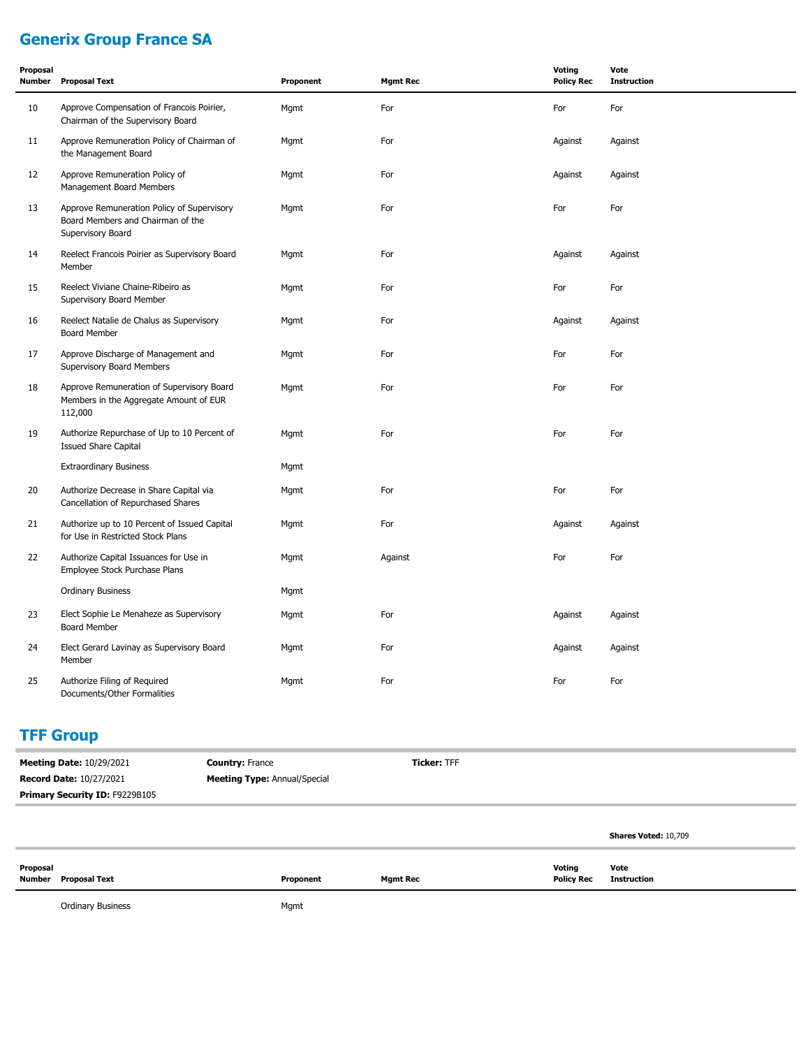## Generix Group France SA

| Proposal Number | Proposal Text | Proponent | Mgmt Rec | Voting Policy Rec | Vote Instruction |
|---|---|---|---|---|---|
| 10 | Approve Compensation of Francois Poirier, Chairman of the Supervisory Board | Mgmt | For | For | For |
| 11 | Approve Remuneration Policy of Chairman of the Management Board | Mgmt | For | Against | Against |
| 12 | Approve Remuneration Policy of Management Board Members | Mgmt | For | Against | Against |
| 13 | Approve Remuneration Policy of Supervisory Board Members and Chairman of the Supervisory Board | Mgmt | For | For | For |
| 14 | Reelect Francois Poirier as Supervisory Board Member | Mgmt | For | Against | Against |
| 15 | Reelect Viviane Chaine-Ribeiro as Supervisory Board Member | Mgmt | For | For | For |
| 16 | Reelect Natalie de Chalus as Supervisory Board Member | Mgmt | For | Against | Against |
| 17 | Approve Discharge of Management and Supervisory Board Members | Mgmt | For | For | For |
| 18 | Approve Remuneration of Supervisory Board Members in the Aggregate Amount of EUR 112,000 | Mgmt | For | For | For |
| 19 | Authorize Repurchase of Up to 10 Percent of Issued Share Capital | Mgmt | For | For | For |
| | Extraordinary Business | Mgmt | | | |
| 20 | Authorize Decrease in Share Capital via Cancellation of Repurchased Shares | Mgmt | For | For | For |
| 21 | Authorize up to 10 Percent of Issued Capital for Use in Restricted Stock Plans | Mgmt | For | Against | Against |
| 22 | Authorize Capital Issuances for Use in Employee Stock Purchase Plans | Mgmt | Against | For | For |
| | Ordinary Business | Mgmt | | | |
| 23 | Elect Sophie Le Menaheze as Supervisory Board Member | Mgmt | For | Against | Against |
| 24 | Elect Gerard Lavinay as Supervisory Board Member | Mgmt | For | Against | Against |
| 25 | Authorize Filing of Required Documents/Other Formalities | Mgmt | For | For | For |

## TFF Group

**Meeting Date:** 10/29/2021 **Country:** France **Ticker:** TFF

**Record Date:** 10/27/2021 **Meeting Type:** Annual/Special

**Primary Security ID:** F9229B105

**Shares Voted:** 10,709

| Proposal Number | Proposal Text | Proponent | Mgmt Rec | Voting Policy Rec | Vote Instruction |
|---|---|---|---|---|---|
| | Ordinary Business | Mgmt | | | |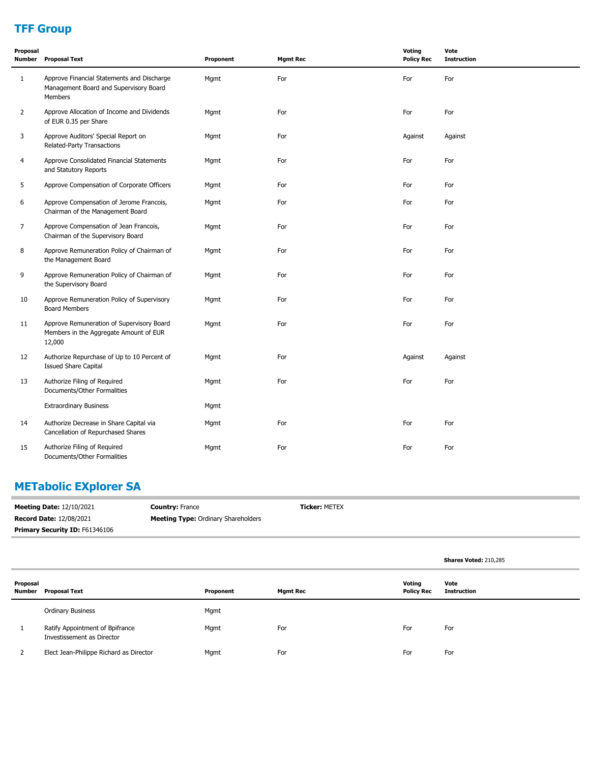## TFF Group

| Proposal Number | Proposal Text | Proponent | Mgmt Rec | Voting Policy Rec | Vote Instruction |
|---|---|---|---|---|---|
| 1 | Approve Financial Statements and Discharge Management Board and Supervisory Board Members | Mgmt | For | For | For |
| 2 | Approve Allocation of Income and Dividends of EUR 0.35 per Share | Mgmt | For | For | For |
| 3 | Approve Auditors' Special Report on Related-Party Transactions | Mgmt | For | Against | Against |
| 4 | Approve Consolidated Financial Statements and Statutory Reports | Mgmt | For | For | For |
| 5 | Approve Compensation of Corporate Officers | Mgmt | For | For | For |
| 6 | Approve Compensation of Jerome Francois, Chairman of the Management Board | Mgmt | For | For | For |
| 7 | Approve Compensation of Jean Francois, Chairman of the Supervisory Board | Mgmt | For | For | For |
| 8 | Approve Remuneration Policy of Chairman of the Management Board | Mgmt | For | For | For |
| 9 | Approve Remuneration Policy of Chairman of the Supervisory Board | Mgmt | For | For | For |
| 10 | Approve Remuneration Policy of Supervisory Board Members | Mgmt | For | For | For |
| 11 | Approve Remuneration of Supervisory Board Members in the Aggregate Amount of EUR 12,000 | Mgmt | For | For | For |
| 12 | Authorize Repurchase of Up to 10 Percent of Issued Share Capital | Mgmt | For | Against | Against |
| 13 | Authorize Filing of Required Documents/Other Formalities | Mgmt | For | For | For |
| | Extraordinary Business | Mgmt | | | |
| 14 | Authorize Decrease in Share Capital via Cancellation of Repurchased Shares | Mgmt | For | For | For |
| 15 | Authorize Filing of Required Documents/Other Formalities | Mgmt | For | For | For |

## METabolic EXplorer SA

**Meeting Date:** 12/10/2021 **Country:** France **Ticker:** METEX

**Record Date:** 12/08/2021 **Meeting Type:** Ordinary Shareholders

**Primary Security ID:** F61346106

**Shares Voted:** 210,285

| Proposal Number | Proposal Text | Proponent | Mgmt Rec | Voting Policy Rec | Vote Instruction |
|---|---|---|---|---|---|
| | Ordinary Business | Mgmt | | | |
| 1 | Ratify Appointment of Bpifrance Investissement as Director | Mgmt | For | For | For |
| 2 | Elect Jean-Philippe Richard as Director | Mgmt | For | For | For |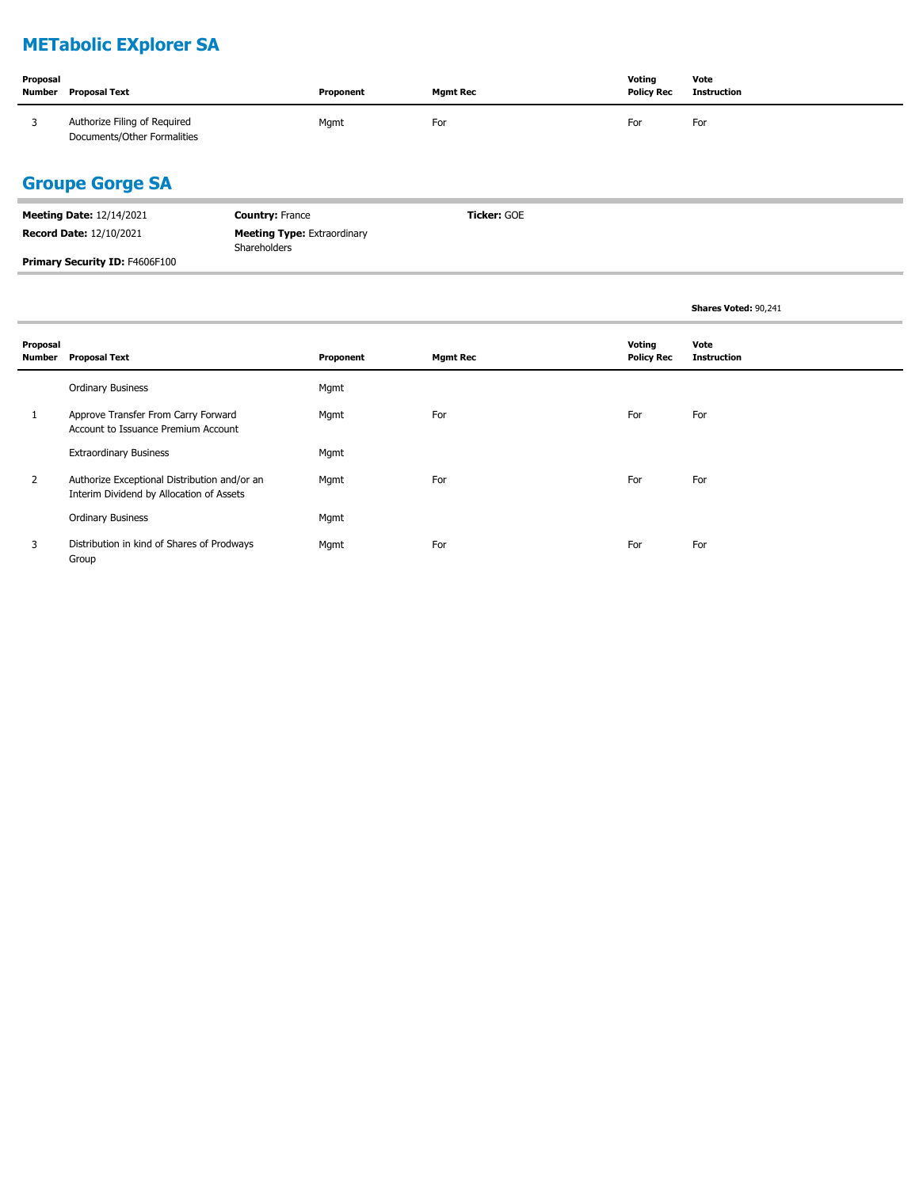## METabolic EXplorer SA

| Proposal Number | Proposal Text | Proponent | Mgmt Rec | Voting Policy Rec | Vote Instruction |
|---|---|---|---|---|---|
| 3 | Authorize Filing of Required Documents/Other Formalities | Mgmt | For | For | For |

## Groupe Gorge SA

**Meeting Date:** 12/14/2021 **Country:** France **Ticker:** GOE

**Record Date:** 12/10/2021 **Meeting Type:** Extraordinary Shareholders

**Primary Security ID:** F4606F100

**Shares Voted:** 90,241

| Proposal Number | Proposal Text | Proponent | Mgmt Rec | Voting Policy Rec | Vote Instruction |
|---|---|---|---|---|---|
| | Ordinary Business | Mgmt | | | |
| 1 | Approve Transfer From Carry Forward Account to Issuance Premium Account | Mgmt | For | For | For |
| | Extraordinary Business | Mgmt | | | |
| 2 | Authorize Exceptional Distribution and/or an Interim Dividend by Allocation of Assets | Mgmt | For | For | For |
| | Ordinary Business | Mgmt | | | |
| 3 | Distribution in kind of Shares of Prodways Group | Mgmt | For | For | For |